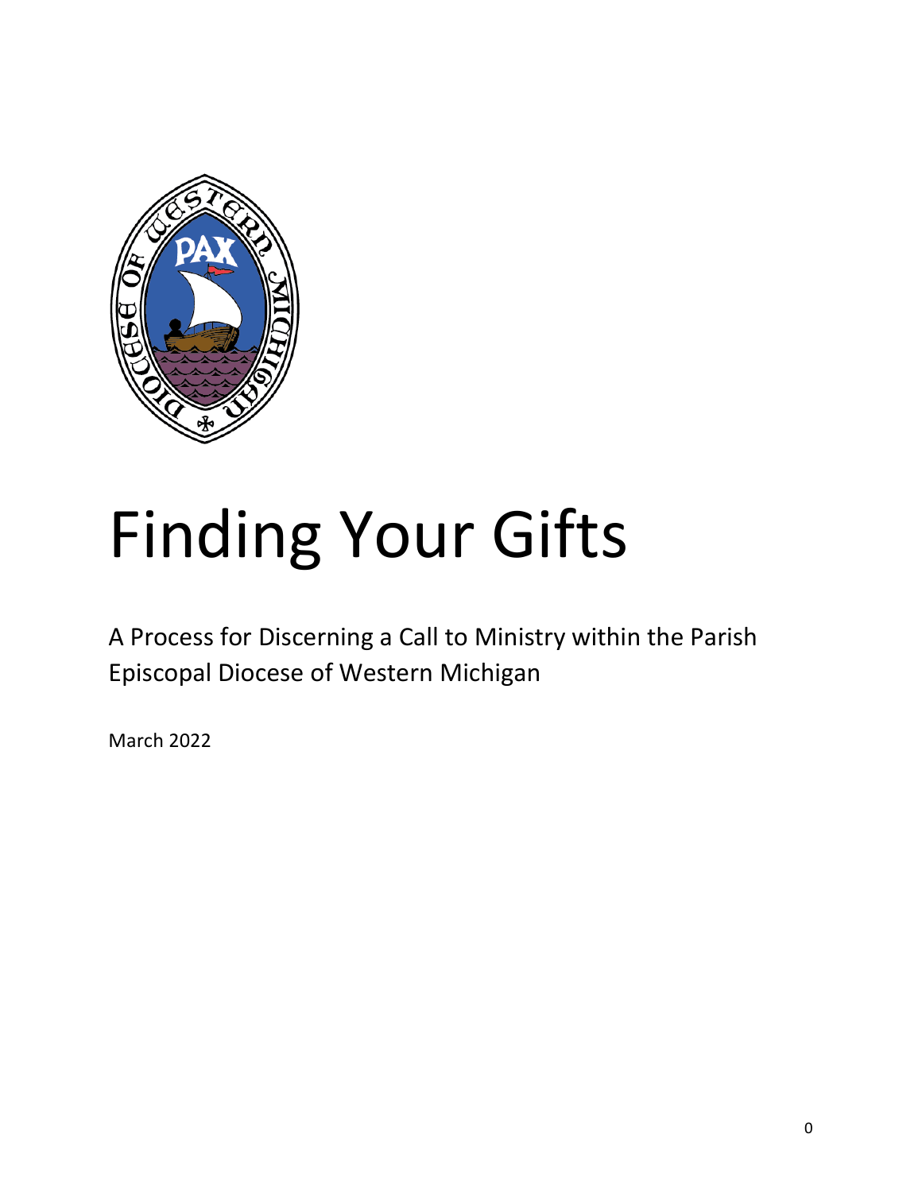# Finding Your Gifts

A Process for Discerning a Call to Ministry within the Parish
Episcopal Diocese of Western Michigan

March 2022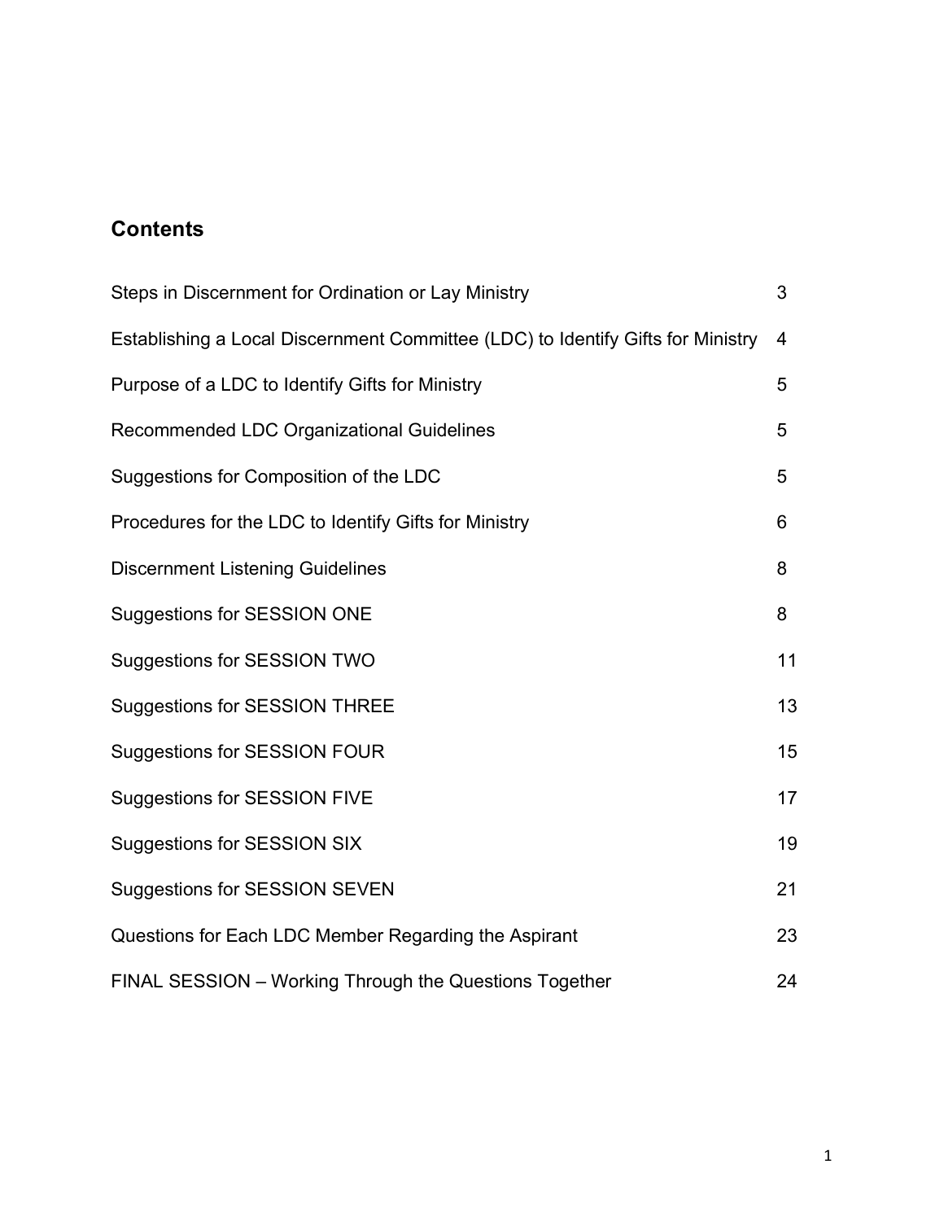## Contents

| | |
|---|---|
| Steps in Discernment for Ordination or Lay Ministry | 3 |
| Establishing a Local Discernment Committee (LDC) to Identify Gifts for Ministry | 4 |
| Purpose of a LDC to Identify Gifts for Ministry | 5 |
| Recommended LDC Organizational Guidelines | 5 |
| Suggestions for Composition of the LDC | 5 |
| Procedures for the LDC to Identify Gifts for Ministry | 6 |
| Discernment Listening Guidelines | 8 |
| Suggestions for SESSION ONE | 8 |
| Suggestions for SESSION TWO | 11 |
| Suggestions for SESSION THREE | 13 |
| Suggestions for SESSION FOUR | 15 |
| Suggestions for SESSION FIVE | 17 |
| Suggestions for SESSION SIX | 19 |
| Suggestions for SESSION SEVEN | 21 |
| Questions for Each LDC Member Regarding the Aspirant | 23 |
| FINAL SESSION – Working Through the Questions Together | 24 |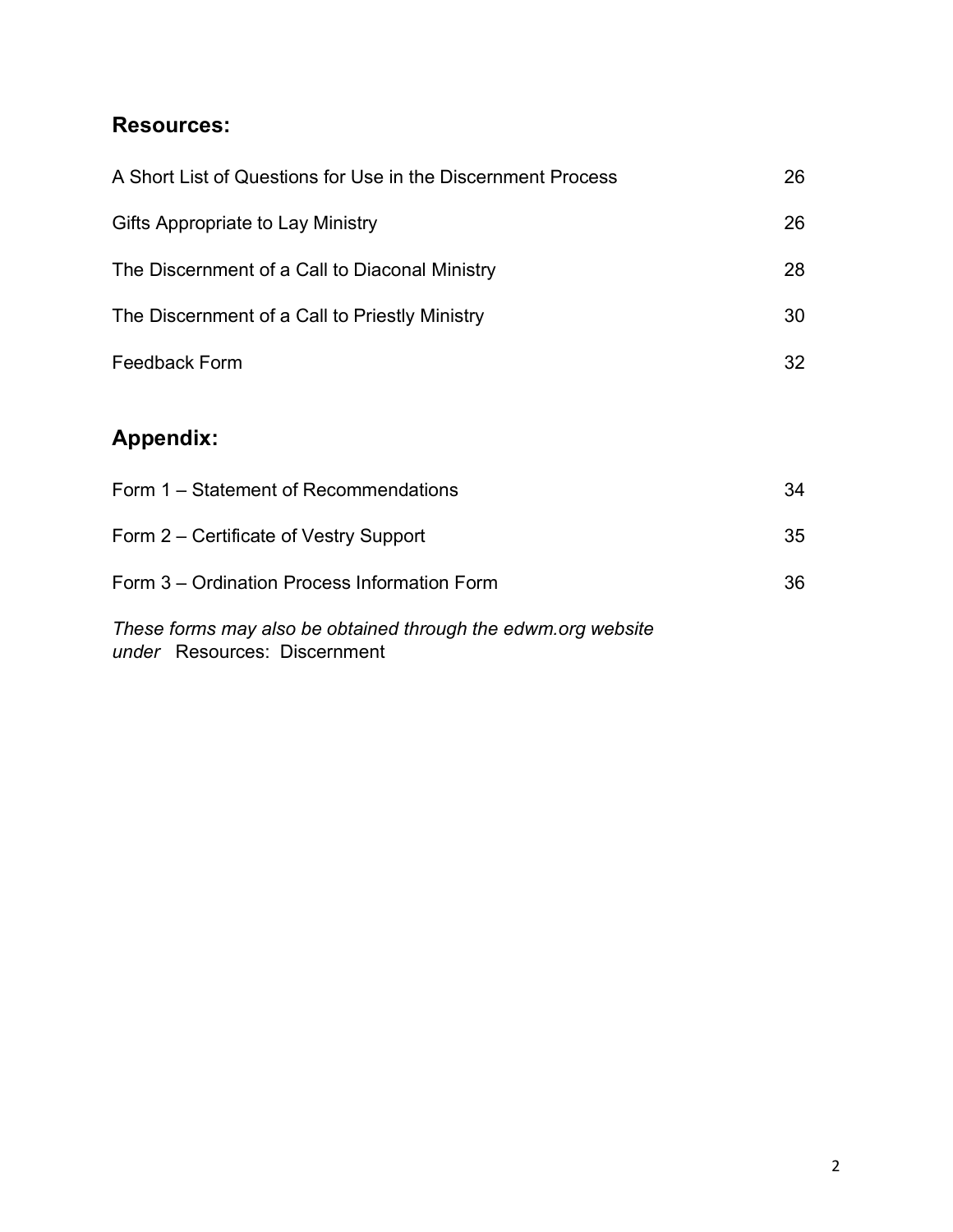## Resources:

| | |
|---|---|
| A Short List of Questions for Use in the Discernment Process | 26 |
| Gifts Appropriate to Lay Ministry | 26 |
| The Discernment of a Call to Diaconal Ministry | 28 |
| The Discernment of a Call to Priestly Ministry | 30 |
| Feedback Form | 32 |

## Appendix:

| | |
|---|---|
| Form 1 – Statement of Recommendations | 34 |
| Form 2 – Certificate of Vestry Support | 35 |
| Form 3 – Ordination Process Information Form | 36 |

*These forms may also be obtained through the edwm.org website under* Resources: Discernment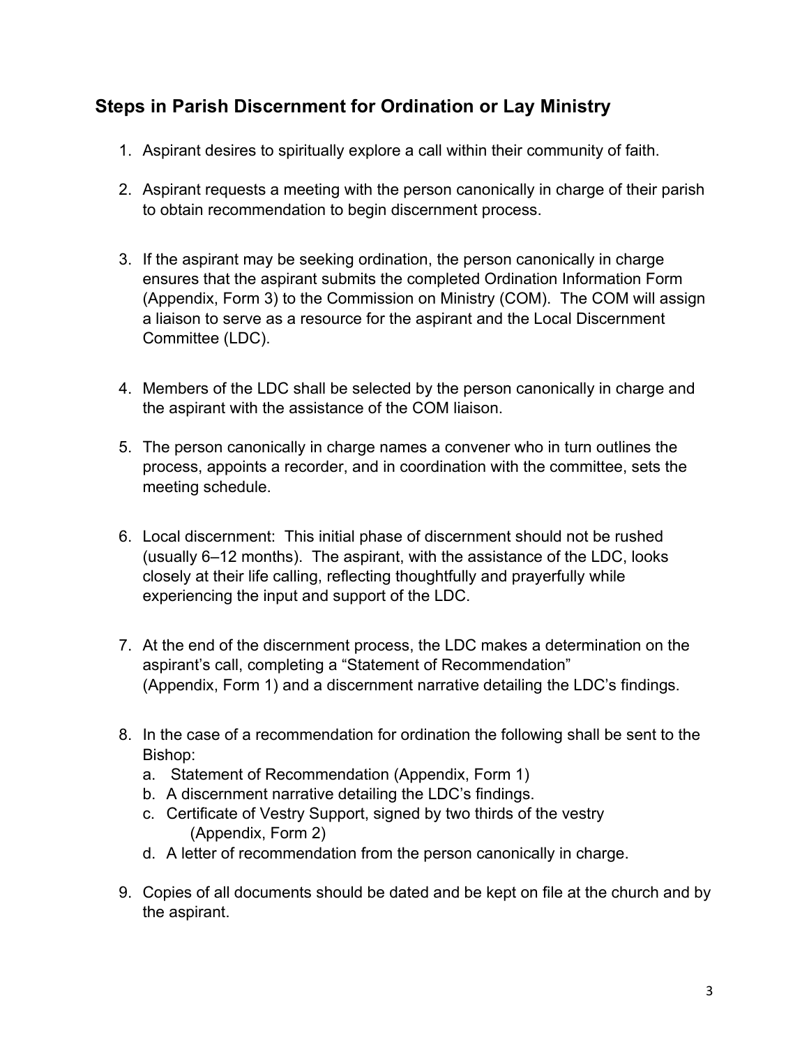## Steps in Parish Discernment for Ordination or Lay Ministry

1. Aspirant desires to spiritually explore a call within their community of faith.

2. Aspirant requests a meeting with the person canonically in charge of their parish to obtain recommendation to begin discernment process.

3. If the aspirant may be seeking ordination, the person canonically in charge ensures that the aspirant submits the completed Ordination Information Form (Appendix, Form 3) to the Commission on Ministry (COM). The COM will assign a liaison to serve as a resource for the aspirant and the Local Discernment Committee (LDC).

4. Members of the LDC shall be selected by the person canonically in charge and the aspirant with the assistance of the COM liaison.

5. The person canonically in charge names a convener who in turn outlines the process, appoints a recorder, and in coordination with the committee, sets the meeting schedule.

6. Local discernment: This initial phase of discernment should not be rushed (usually 6–12 months). The aspirant, with the assistance of the LDC, looks closely at their life calling, reflecting thoughtfully and prayerfully while experiencing the input and support of the LDC.

7. At the end of the discernment process, the LDC makes a determination on the aspirant's call, completing a "Statement of Recommendation" (Appendix, Form 1) and a discernment narrative detailing the LDC's findings.

8. In the case of a recommendation for ordination the following shall be sent to the Bishop:
   a. Statement of Recommendation (Appendix, Form 1)
   b. A discernment narrative detailing the LDC's findings.
   c. Certificate of Vestry Support, signed by two thirds of the vestry (Appendix, Form 2)
   d. A letter of recommendation from the person canonically in charge.

9. Copies of all documents should be dated and be kept on file at the church and by the aspirant.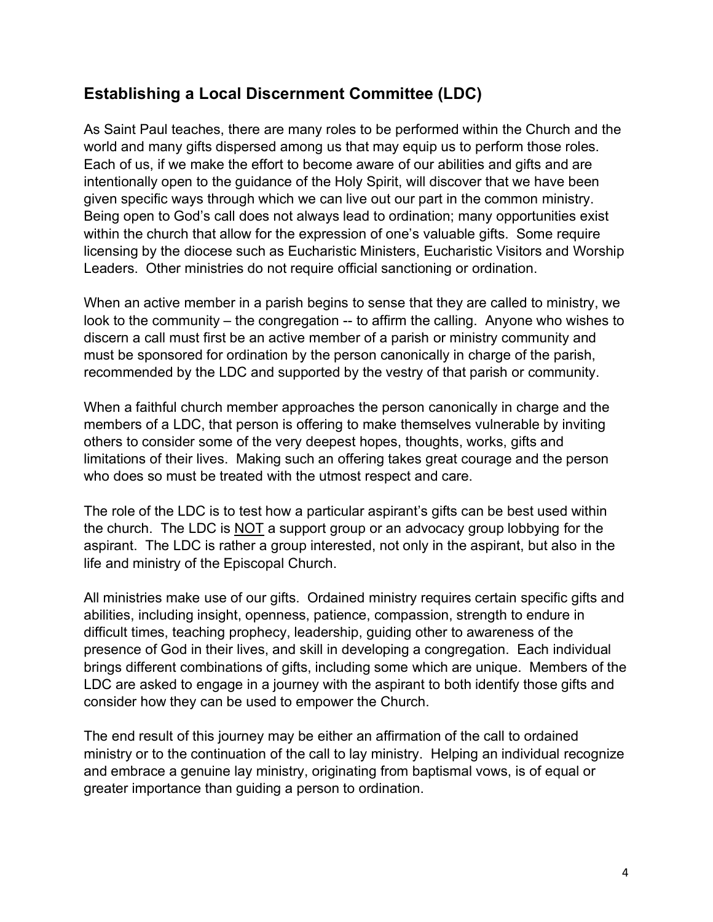## Establishing a Local Discernment Committee (LDC)

As Saint Paul teaches, there are many roles to be performed within the Church and the world and many gifts dispersed among us that may equip us to perform those roles. Each of us, if we make the effort to become aware of our abilities and gifts and are intentionally open to the guidance of the Holy Spirit, will discover that we have been given specific ways through which we can live out our part in the common ministry. Being open to God's call does not always lead to ordination; many opportunities exist within the church that allow for the expression of one's valuable gifts. Some require licensing by the diocese such as Eucharistic Ministers, Eucharistic Visitors and Worship Leaders. Other ministries do not require official sanctioning or ordination.

When an active member in a parish begins to sense that they are called to ministry, we look to the community – the congregation -- to affirm the calling. Anyone who wishes to discern a call must first be an active member of a parish or ministry community and must be sponsored for ordination by the person canonically in charge of the parish, recommended by the LDC and supported by the vestry of that parish or community.

When a faithful church member approaches the person canonically in charge and the members of a LDC, that person is offering to make themselves vulnerable by inviting others to consider some of the very deepest hopes, thoughts, works, gifts and limitations of their lives. Making such an offering takes great courage and the person who does so must be treated with the utmost respect and care.

The role of the LDC is to test how a particular aspirant's gifts can be best used within the church. The LDC is <u>NOT</u> a support group or an advocacy group lobbying for the aspirant. The LDC is rather a group interested, not only in the aspirant, but also in the life and ministry of the Episcopal Church.

All ministries make use of our gifts. Ordained ministry requires certain specific gifts and abilities, including insight, openness, patience, compassion, strength to endure in difficult times, teaching prophecy, leadership, guiding other to awareness of the presence of God in their lives, and skill in developing a congregation. Each individual brings different combinations of gifts, including some which are unique. Members of the LDC are asked to engage in a journey with the aspirant to both identify those gifts and consider how they can be used to empower the Church.

The end result of this journey may be either an affirmation of the call to ordained ministry or to the continuation of the call to lay ministry. Helping an individual recognize and embrace a genuine lay ministry, originating from baptismal vows, is of equal or greater importance than guiding a person to ordination.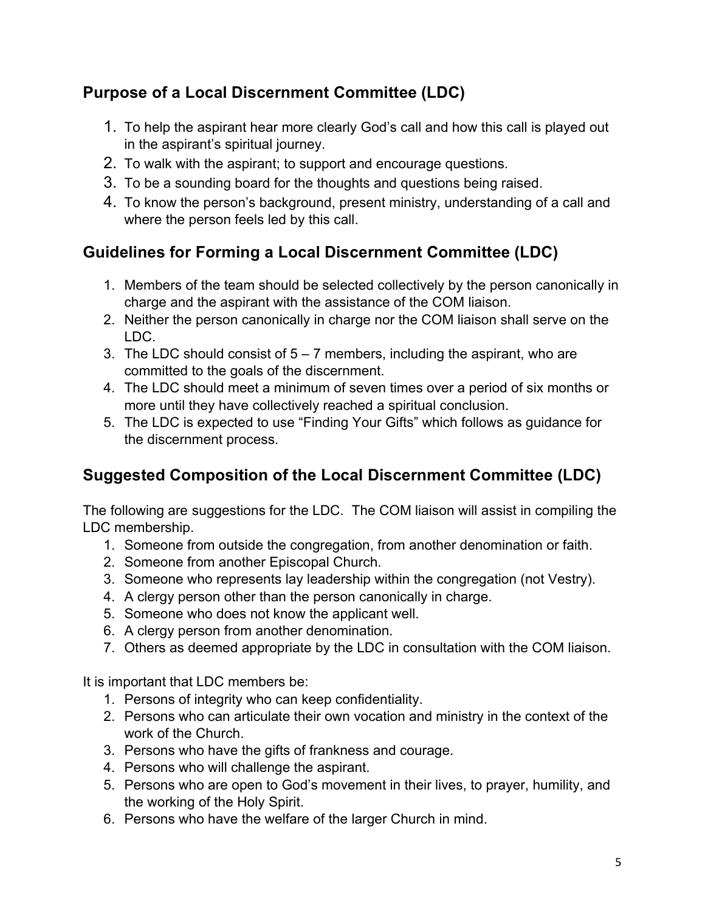## Purpose of a Local Discernment Committee (LDC)

1. To help the aspirant hear more clearly God's call and how this call is played out in the aspirant's spiritual journey.
2. To walk with the aspirant; to support and encourage questions.
3. To be a sounding board for the thoughts and questions being raised.
4. To know the person's background, present ministry, understanding of a call and where the person feels led by this call.

## Guidelines for Forming a Local Discernment Committee (LDC)

1. Members of the team should be selected collectively by the person canonically in charge and the aspirant with the assistance of the COM liaison.
2. Neither the person canonically in charge nor the COM liaison shall serve on the LDC.
3. The LDC should consist of 5 – 7 members, including the aspirant, who are committed to the goals of the discernment.
4. The LDC should meet a minimum of seven times over a period of six months or more until they have collectively reached a spiritual conclusion.
5. The LDC is expected to use "Finding Your Gifts" which follows as guidance for the discernment process.

## Suggested Composition of the Local Discernment Committee (LDC)

The following are suggestions for the LDC. The COM liaison will assist in compiling the LDC membership.

1. Someone from outside the congregation, from another denomination or faith.
2. Someone from another Episcopal Church.
3. Someone who represents lay leadership within the congregation (not Vestry).
4. A clergy person other than the person canonically in charge.
5. Someone who does not know the applicant well.
6. A clergy person from another denomination.
7. Others as deemed appropriate by the LDC in consultation with the COM liaison.

It is important that LDC members be:

1. Persons of integrity who can keep confidentiality.
2. Persons who can articulate their own vocation and ministry in the context of the work of the Church.
3. Persons who have the gifts of frankness and courage.
4. Persons who will challenge the aspirant.
5. Persons who are open to God's movement in their lives, to prayer, humility, and the working of the Holy Spirit.
6. Persons who have the welfare of the larger Church in mind.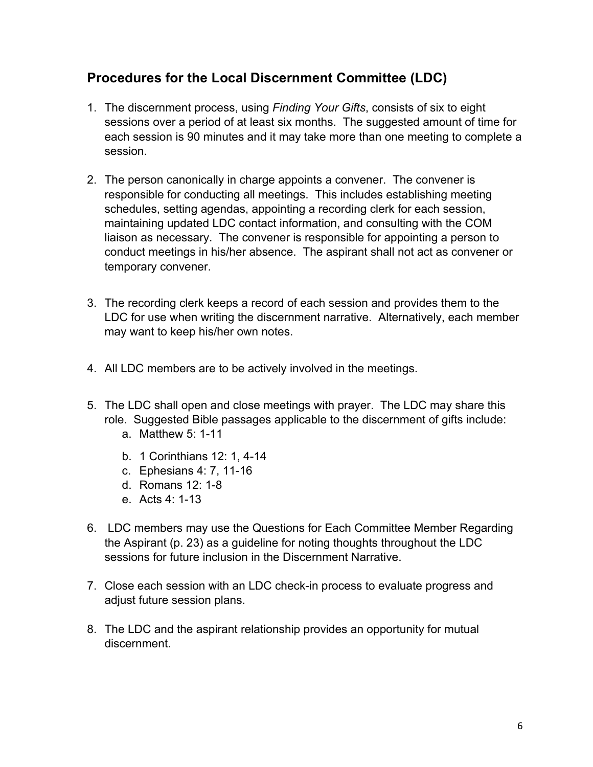## Procedures for the Local Discernment Committee (LDC)

1. The discernment process, using *Finding Your Gifts*, consists of six to eight sessions over a period of at least six months. The suggested amount of time for each session is 90 minutes and it may take more than one meeting to complete a session.

2. The person canonically in charge appoints a convener. The convener is responsible for conducting all meetings. This includes establishing meeting schedules, setting agendas, appointing a recording clerk for each session, maintaining updated LDC contact information, and consulting with the COM liaison as necessary. The convener is responsible for appointing a person to conduct meetings in his/her absence. The aspirant shall not act as convener or temporary convener.

3. The recording clerk keeps a record of each session and provides them to the LDC for use when writing the discernment narrative. Alternatively, each member may want to keep his/her own notes.

4. All LDC members are to be actively involved in the meetings.

5. The LDC shall open and close meetings with prayer. The LDC may share this role. Suggested Bible passages applicable to the discernment of gifts include:
   a. Matthew 5: 1-11
   b. 1 Corinthians 12: 1, 4-14
   c. Ephesians 4: 7, 11-16
   d. Romans 12: 1-8
   e. Acts 4: 1-13

6. LDC members may use the Questions for Each Committee Member Regarding the Aspirant (p. 23) as a guideline for noting thoughts throughout the LDC sessions for future inclusion in the Discernment Narrative.

7. Close each session with an LDC check-in process to evaluate progress and adjust future session plans.

8. The LDC and the aspirant relationship provides an opportunity for mutual discernment.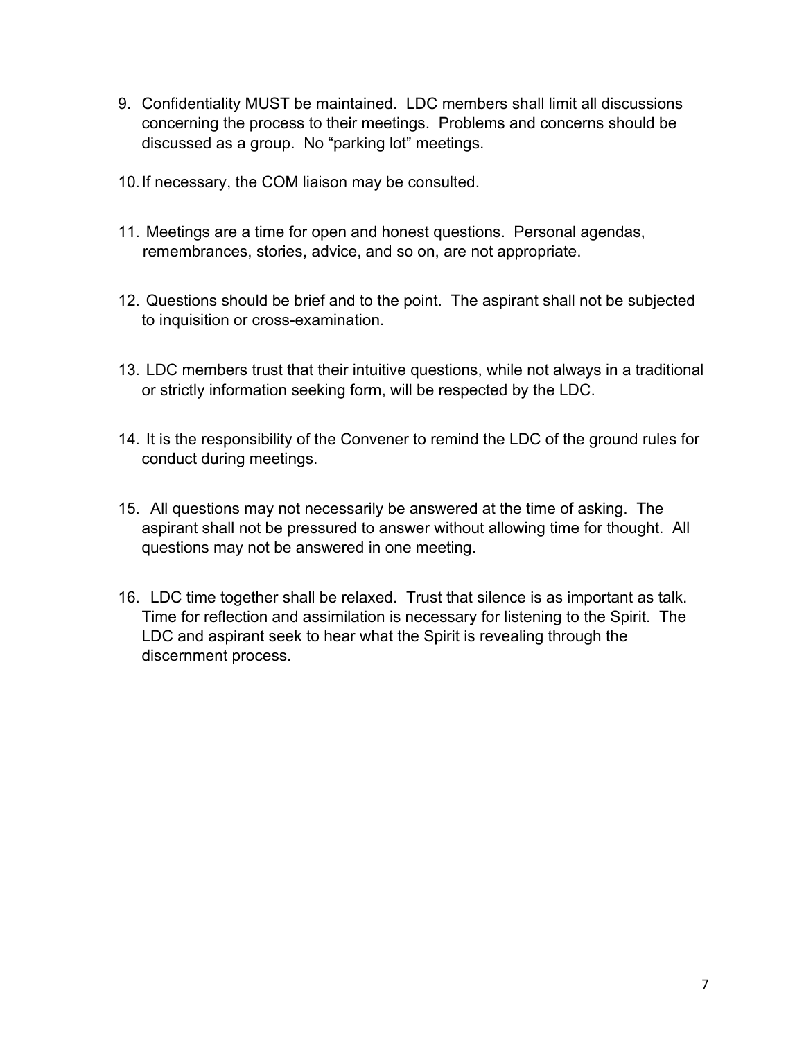9. Confidentiality MUST be maintained. LDC members shall limit all discussions concerning the process to their meetings. Problems and concerns should be discussed as a group. No "parking lot" meetings.

10. If necessary, the COM liaison may be consulted.

11. Meetings are a time for open and honest questions. Personal agendas, remembrances, stories, advice, and so on, are not appropriate.

12. Questions should be brief and to the point. The aspirant shall not be subjected to inquisition or cross-examination.

13. LDC members trust that their intuitive questions, while not always in a traditional or strictly information seeking form, will be respected by the LDC.

14. It is the responsibility of the Convener to remind the LDC of the ground rules for conduct during meetings.

15. All questions may not necessarily be answered at the time of asking. The aspirant shall not be pressured to answer without allowing time for thought. All questions may not be answered in one meeting.

16. LDC time together shall be relaxed. Trust that silence is as important as talk. Time for reflection and assimilation is necessary for listening to the Spirit. The LDC and aspirant seek to hear what the Spirit is revealing through the discernment process.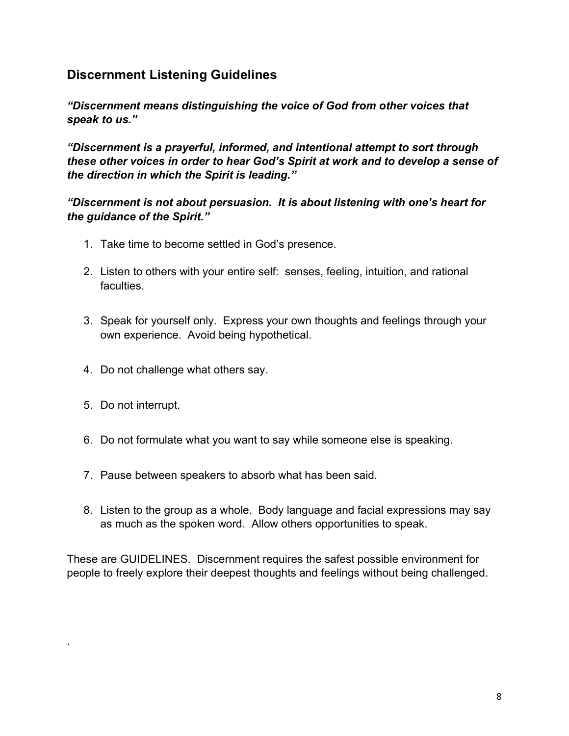## Discernment Listening Guidelines

***"Discernment means distinguishing the voice of God from other voices that speak to us."***

***"Discernment is a prayerful, informed, and intentional attempt to sort through these other voices in order to hear God's Spirit at work and to develop a sense of the direction in which the Spirit is leading."***

***"Discernment is not about persuasion. It is about listening with one's heart for the guidance of the Spirit."***

1. Take time to become settled in God's presence.

2. Listen to others with your entire self: senses, feeling, intuition, and rational faculties.

3. Speak for yourself only. Express your own thoughts and feelings through your own experience. Avoid being hypothetical.

4. Do not challenge what others say.

5. Do not interrupt.

6. Do not formulate what you want to say while someone else is speaking.

7. Pause between speakers to absorb what has been said.

8. Listen to the group as a whole. Body language and facial expressions may say as much as the spoken word. Allow others opportunities to speak.

These are GUIDELINES. Discernment requires the safest possible environment for people to freely explore their deepest thoughts and feelings without being challenged.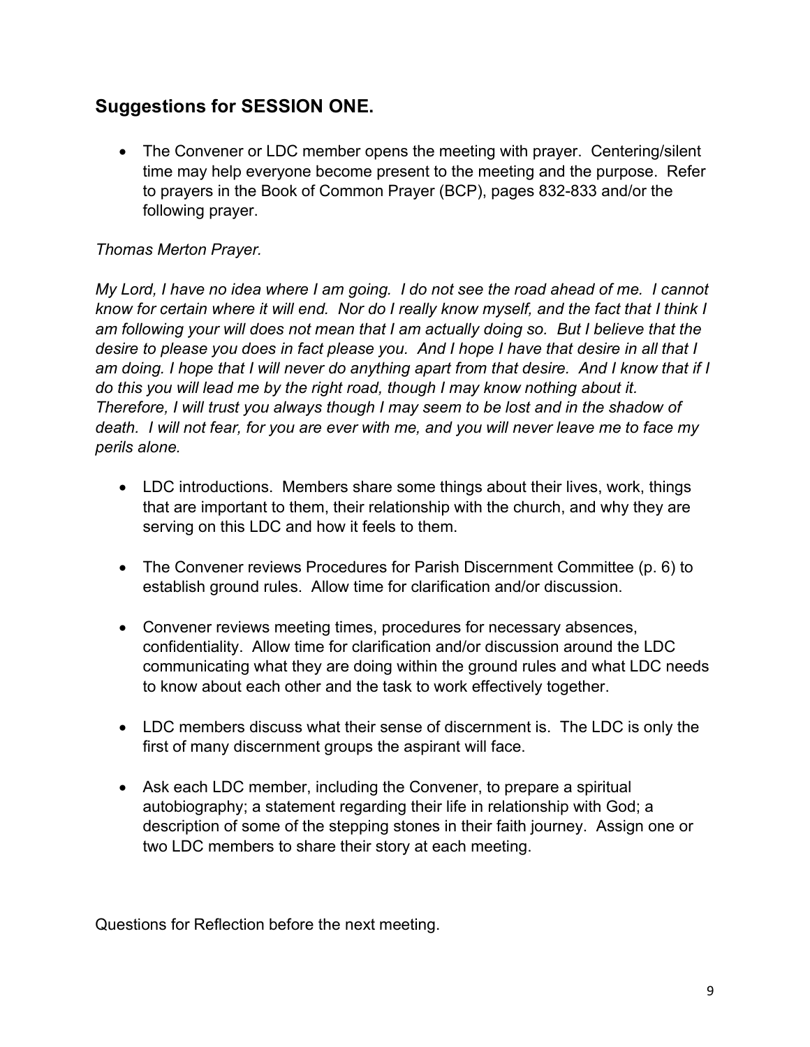## Suggestions for SESSION ONE.

- The Convener or LDC member opens the meeting with prayer. Centering/silent time may help everyone become present to the meeting and the purpose. Refer to prayers in the Book of Common Prayer (BCP), pages 832-833 and/or the following prayer.

*Thomas Merton Prayer.*

*My Lord, I have no idea where I am going. I do not see the road ahead of me. I cannot know for certain where it will end. Nor do I really know myself, and the fact that I think I am following your will does not mean that I am actually doing so. But I believe that the desire to please you does in fact please you. And I hope I have that desire in all that I am doing. I hope that I will never do anything apart from that desire. And I know that if I do this you will lead me by the right road, though I may know nothing about it. Therefore, I will trust you always though I may seem to be lost and in the shadow of death. I will not fear, for you are ever with me, and you will never leave me to face my perils alone.*

- LDC introductions. Members share some things about their lives, work, things that are important to them, their relationship with the church, and why they are serving on this LDC and how it feels to them.

- The Convener reviews Procedures for Parish Discernment Committee (p. 6) to establish ground rules. Allow time for clarification and/or discussion.

- Convener reviews meeting times, procedures for necessary absences, confidentiality. Allow time for clarification and/or discussion around the LDC communicating what they are doing within the ground rules and what LDC needs to know about each other and the task to work effectively together.

- LDC members discuss what their sense of discernment is. The LDC is only the first of many discernment groups the aspirant will face.

- Ask each LDC member, including the Convener, to prepare a spiritual autobiography; a statement regarding their life in relationship with God; a description of some of the stepping stones in their faith journey. Assign one or two LDC members to share their story at each meeting.

Questions for Reflection before the next meeting.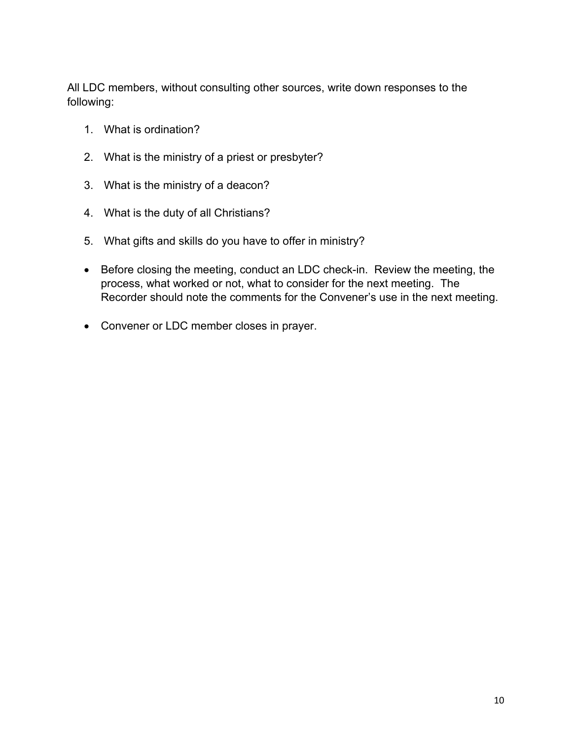All LDC members, without consulting other sources, write down responses to the following:

1. What is ordination?

2. What is the ministry of a priest or presbyter?

3. What is the ministry of a deacon?

4. What is the duty of all Christians?

5. What gifts and skills do you have to offer in ministry?

- Before closing the meeting, conduct an LDC check-in. Review the meeting, the process, what worked or not, what to consider for the next meeting. The Recorder should note the comments for the Convener's use in the next meeting.

- Convener or LDC member closes in prayer.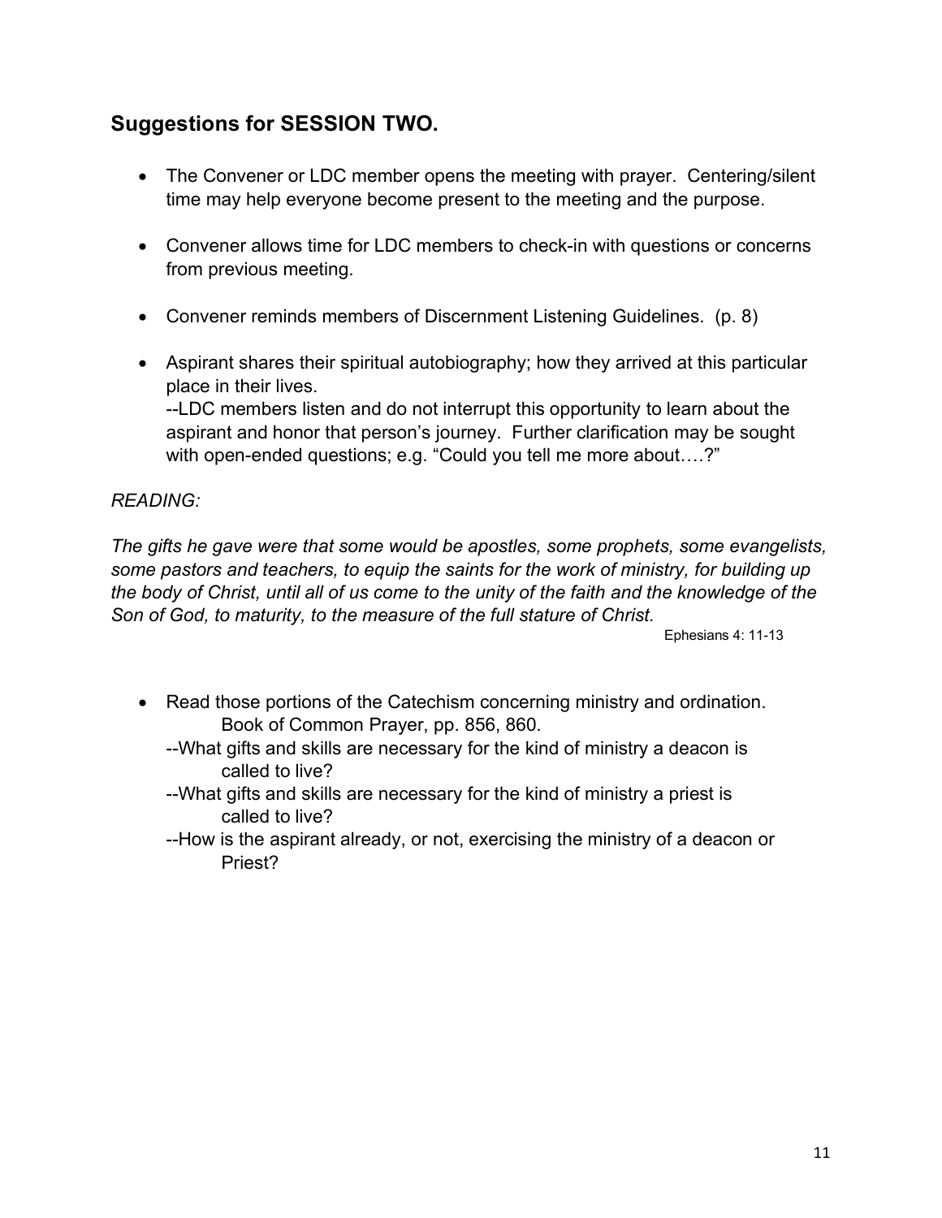## Suggestions for SESSION TWO.

- The Convener or LDC member opens the meeting with prayer. Centering/silent time may help everyone become present to the meeting and the purpose.
- Convener allows time for LDC members to check-in with questions or concerns from previous meeting.
- Convener reminds members of Discernment Listening Guidelines. (p. 8)
- Aspirant shares their spiritual autobiography; how they arrived at this particular place in their lives.
  --LDC members listen and do not interrupt this opportunity to learn about the aspirant and honor that person's journey. Further clarification may be sought with open-ended questions; e.g. "Could you tell me more about….?"

*READING:*

*The gifts he gave were that some would be apostles, some prophets, some evangelists, some pastors and teachers, to equip the saints for the work of ministry, for building up the body of Christ, until all of us come to the unity of the faith and the knowledge of the Son of God, to maturity, to the measure of the full stature of Christ.*

Ephesians 4: 11-13

- Read those portions of the Catechism concerning ministry and ordination. Book of Common Prayer, pp. 856, 860.
  --What gifts and skills are necessary for the kind of ministry a deacon is called to live?
  --What gifts and skills are necessary for the kind of ministry a priest is called to live?
  --How is the aspirant already, or not, exercising the ministry of a deacon or Priest?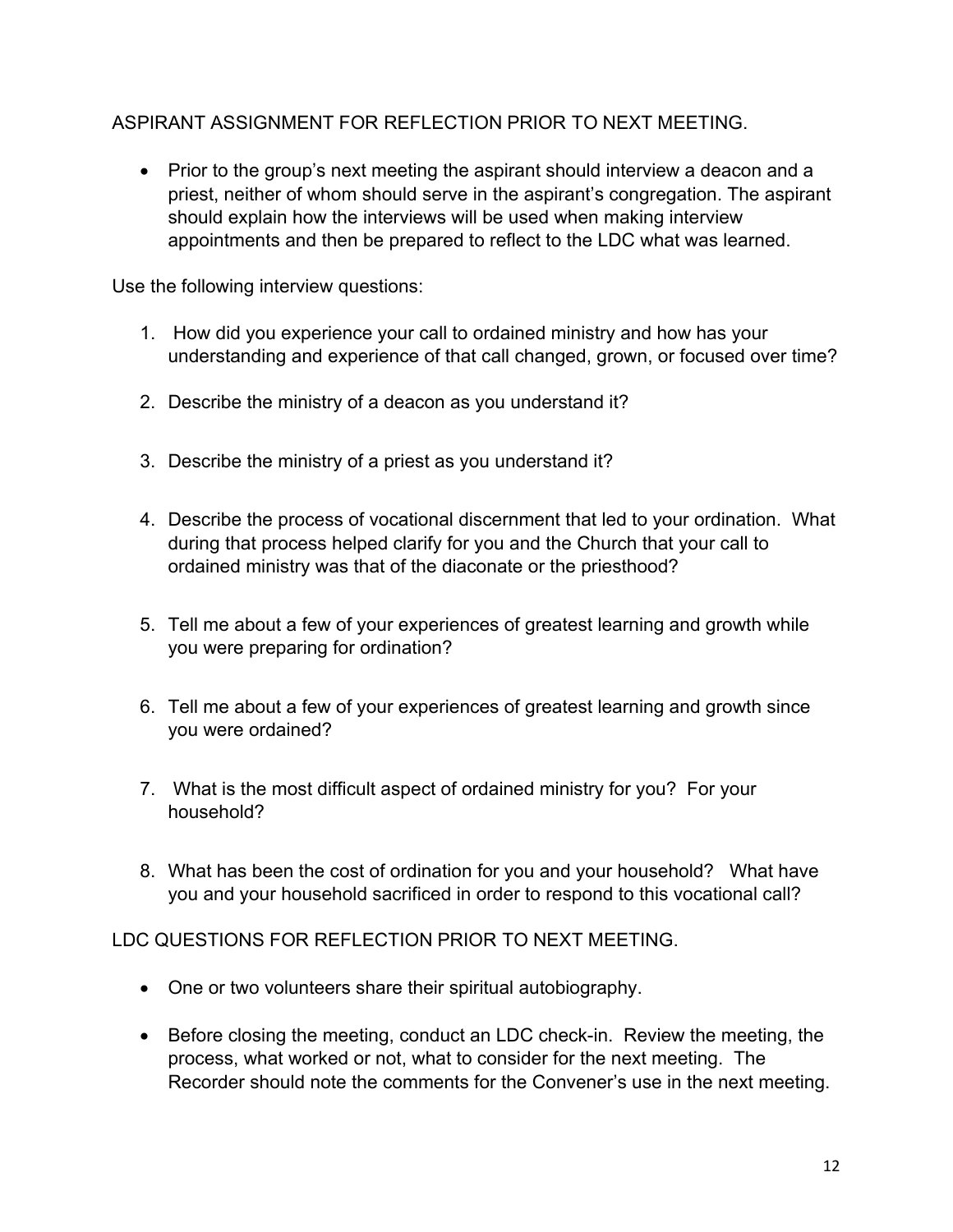ASPIRANT ASSIGNMENT FOR REFLECTION PRIOR TO NEXT MEETING.

- Prior to the group's next meeting the aspirant should interview a deacon and a priest, neither of whom should serve in the aspirant's congregation. The aspirant should explain how the interviews will be used when making interview appointments and then be prepared to reflect to the LDC what was learned.

Use the following interview questions:

1. How did you experience your call to ordained ministry and how has your understanding and experience of that call changed, grown, or focused over time?
2. Describe the ministry of a deacon as you understand it?
3. Describe the ministry of a priest as you understand it?
4. Describe the process of vocational discernment that led to your ordination. What during that process helped clarify for you and the Church that your call to ordained ministry was that of the diaconate or the priesthood?
5. Tell me about a few of your experiences of greatest learning and growth while you were preparing for ordination?
6. Tell me about a few of your experiences of greatest learning and growth since you were ordained?
7. What is the most difficult aspect of ordained ministry for you? For your household?
8. What has been the cost of ordination for you and your household? What have you and your household sacrificed in order to respond to this vocational call?

LDC QUESTIONS FOR REFLECTION PRIOR TO NEXT MEETING.

- One or two volunteers share their spiritual autobiography.
- Before closing the meeting, conduct an LDC check-in. Review the meeting, the process, what worked or not, what to consider for the next meeting. The Recorder should note the comments for the Convener's use in the next meeting.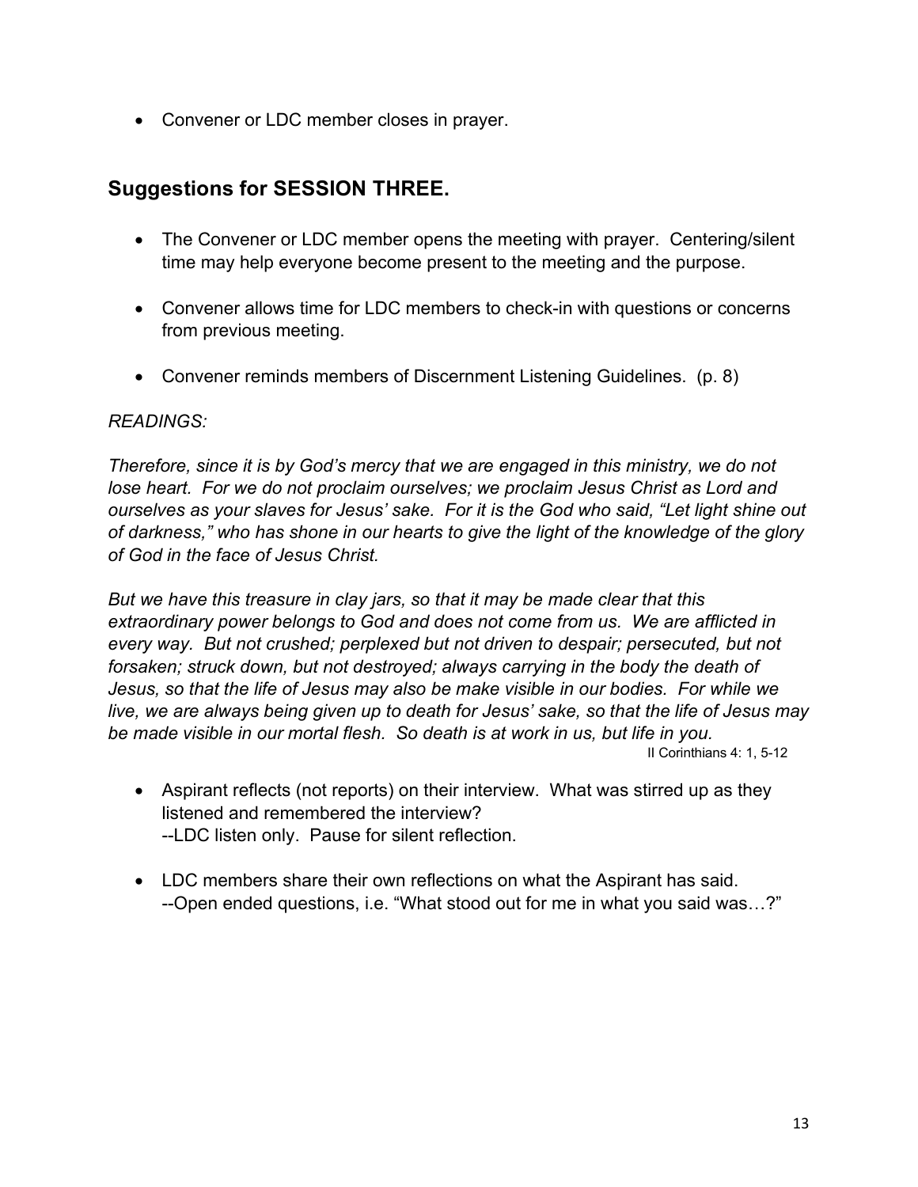- Convener or LDC member closes in prayer.

## Suggestions for SESSION THREE.

- The Convener or LDC member opens the meeting with prayer. Centering/silent time may help everyone become present to the meeting and the purpose.
- Convener allows time for LDC members to check-in with questions or concerns from previous meeting.
- Convener reminds members of Discernment Listening Guidelines. (p. 8)

*READINGS:*

*Therefore, since it is by God's mercy that we are engaged in this ministry, we do not lose heart. For we do not proclaim ourselves; we proclaim Jesus Christ as Lord and ourselves as your slaves for Jesus' sake. For it is the God who said, "Let light shine out of darkness," who has shone in our hearts to give the light of the knowledge of the glory of God in the face of Jesus Christ.*

*But we have this treasure in clay jars, so that it may be made clear that this extraordinary power belongs to God and does not come from us. We are afflicted in every way. But not crushed; perplexed but not driven to despair; persecuted, but not forsaken; struck down, but not destroyed; always carrying in the body the death of Jesus, so that the life of Jesus may also be make visible in our bodies. For while we live, we are always being given up to death for Jesus' sake, so that the life of Jesus may be made visible in our mortal flesh. So death is at work in us, but life in you.*

II Corinthians 4: 1, 5-12

- Aspirant reflects (not reports) on their interview. What was stirred up as they listened and remembered the interview?
  --LDC listen only. Pause for silent reflection.
- LDC members share their own reflections on what the Aspirant has said.
  --Open ended questions, i.e. "What stood out for me in what you said was…?"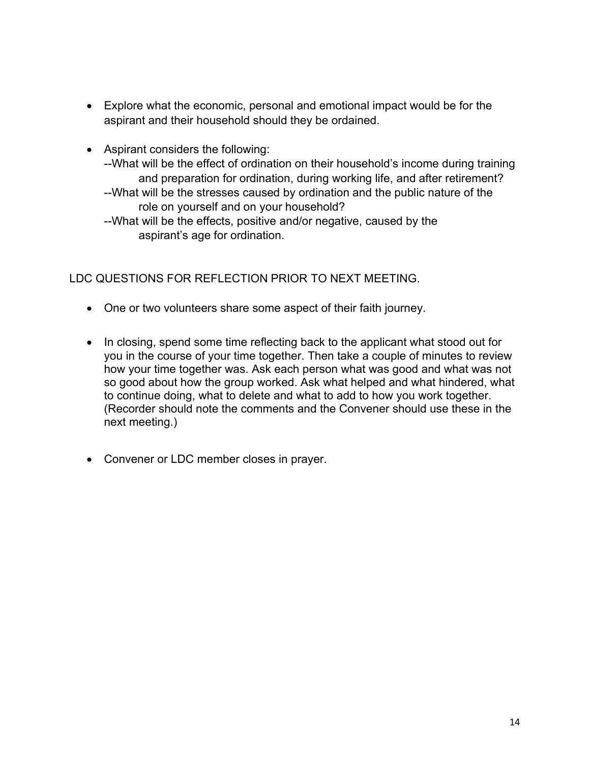- Explore what the economic, personal and emotional impact would be for the aspirant and their household should they be ordained.

- Aspirant considers the following:
  --What will be the effect of ordination on their household's income during training and preparation for ordination, during working life, and after retirement?
  --What will be the stresses caused by ordination and the public nature of the role on yourself and on your household?
  --What will be the effects, positive and/or negative, caused by the aspirant's age for ordination.

LDC QUESTIONS FOR REFLECTION PRIOR TO NEXT MEETING.

- One or two volunteers share some aspect of their faith journey.

- In closing, spend some time reflecting back to the applicant what stood out for you in the course of your time together. Then take a couple of minutes to review how your time together was. Ask each person what was good and what was not so good about how the group worked. Ask what helped and what hindered, what to continue doing, what to delete and what to add to how you work together. (Recorder should note the comments and the Convener should use these in the next meeting.)

- Convener or LDC member closes in prayer.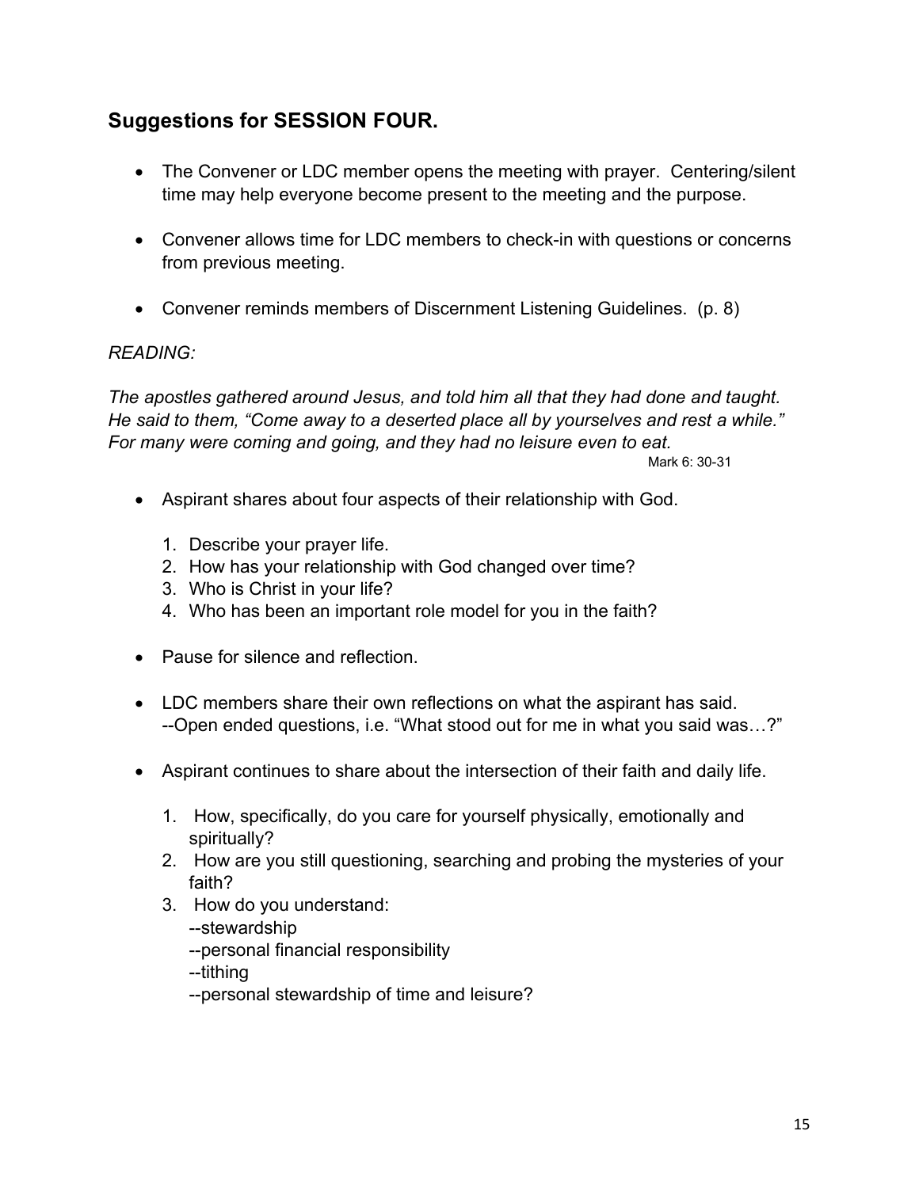## Suggestions for SESSION FOUR.

- The Convener or LDC member opens the meeting with prayer. Centering/silent time may help everyone become present to the meeting and the purpose.
- Convener allows time for LDC members to check-in with questions or concerns from previous meeting.
- Convener reminds members of Discernment Listening Guidelines. (p. 8)

*READING:*

*The apostles gathered around Jesus, and told him all that they had done and taught. He said to them, "Come away to a deserted place all by yourselves and rest a while." For many were coming and going, and they had no leisure even to eat.*

Mark 6: 30-31

- Aspirant shares about four aspects of their relationship with God.
  1. Describe your prayer life.
  2. How has your relationship with God changed over time?
  3. Who is Christ in your life?
  4. Who has been an important role model for you in the faith?
- Pause for silence and reflection.
- LDC members share their own reflections on what the aspirant has said.
  --Open ended questions, i.e. "What stood out for me in what you said was…?"
- Aspirant continues to share about the intersection of their faith and daily life.
  1. How, specifically, do you care for yourself physically, emotionally and spiritually?
  2. How are you still questioning, searching and probing the mysteries of your faith?
  3. How do you understand:
     --stewardship
     --personal financial responsibility
     --tithing
     --personal stewardship of time and leisure?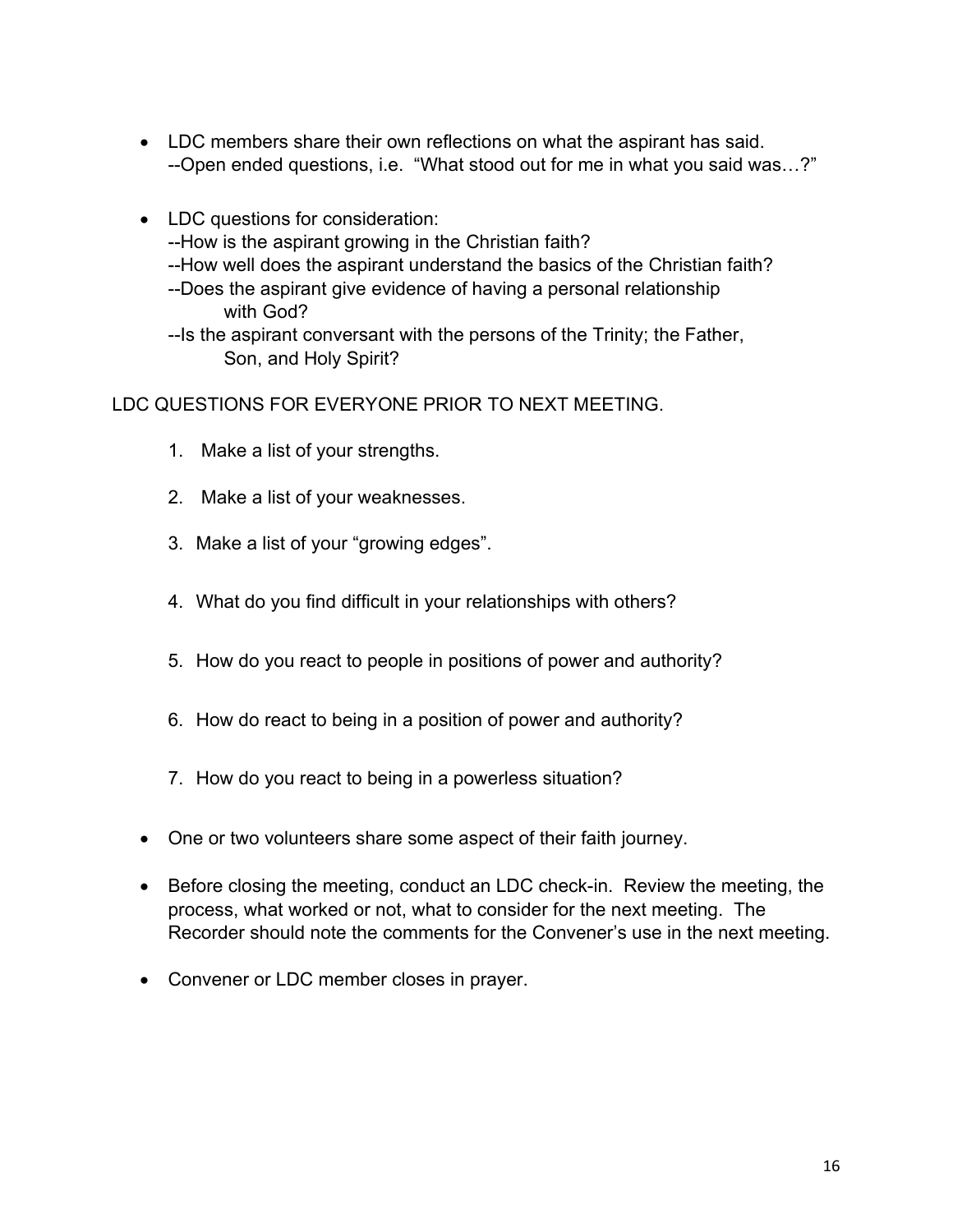- LDC members share their own reflections on what the aspirant has said.
  --Open ended questions, i.e. "What stood out for me in what you said was…?"

- LDC questions for consideration:
  --How is the aspirant growing in the Christian faith?
  --How well does the aspirant understand the basics of the Christian faith?
  --Does the aspirant give evidence of having a personal relationship with God?
  --Is the aspirant conversant with the persons of the Trinity; the Father, Son, and Holy Spirit?

LDC QUESTIONS FOR EVERYONE PRIOR TO NEXT MEETING.

1. Make a list of your strengths.
2. Make a list of your weaknesses.
3. Make a list of your "growing edges".
4. What do you find difficult in your relationships with others?
5. How do you react to people in positions of power and authority?
6. How do react to being in a position of power and authority?
7. How do you react to being in a powerless situation?

- One or two volunteers share some aspect of their faith journey.

- Before closing the meeting, conduct an LDC check-in. Review the meeting, the process, what worked or not, what to consider for the next meeting. The Recorder should note the comments for the Convener's use in the next meeting.

- Convener or LDC member closes in prayer.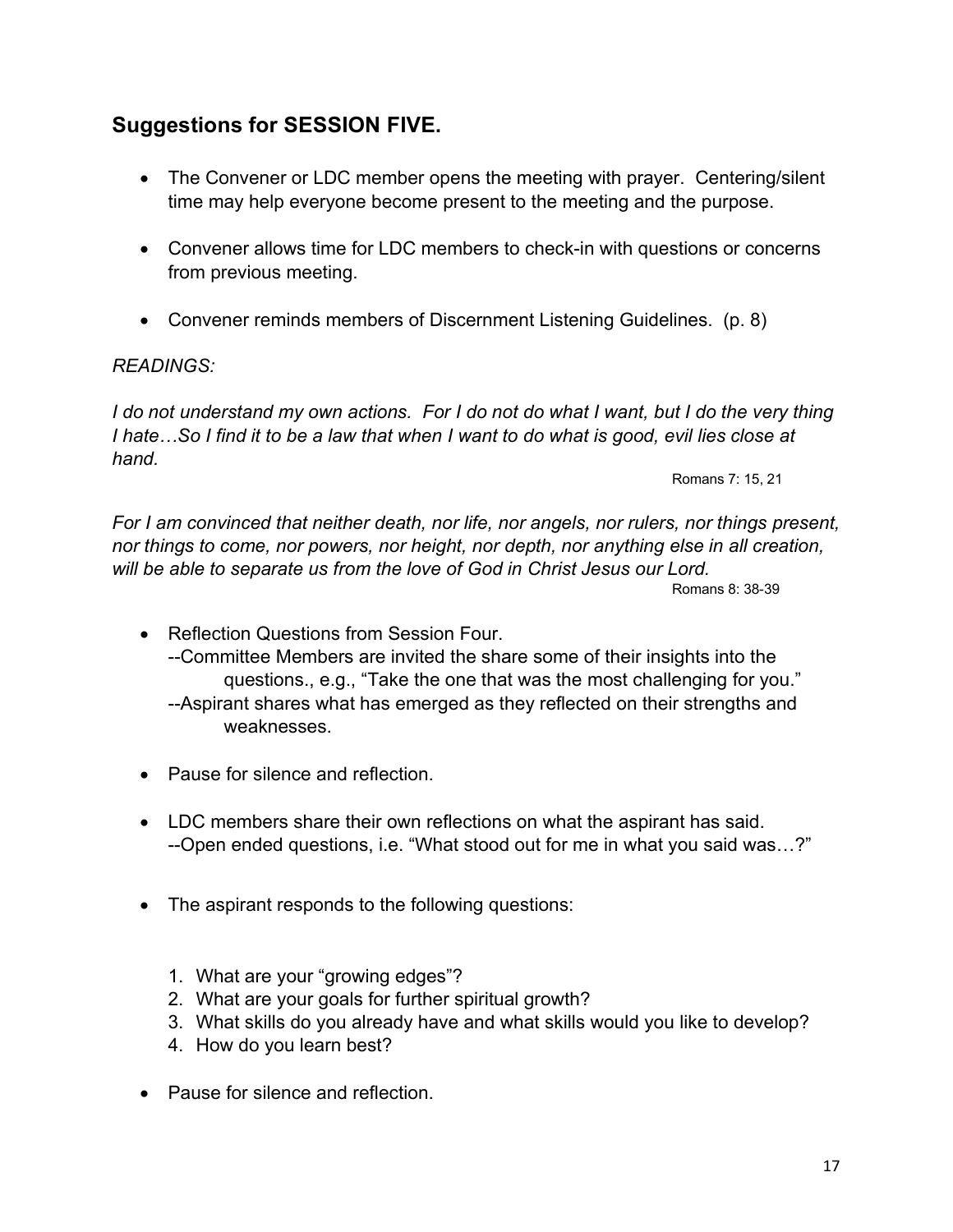## Suggestions for SESSION FIVE.

- The Convener or LDC member opens the meeting with prayer. Centering/silent time may help everyone become present to the meeting and the purpose.
- Convener allows time for LDC members to check-in with questions or concerns from previous meeting.
- Convener reminds members of Discernment Listening Guidelines. (p. 8)

*READINGS:*

*I do not understand my own actions. For I do not do what I want, but I do the very thing I hate…So I find it to be a law that when I want to do what is good, evil lies close at hand.*

Romans 7: 15, 21

*For I am convinced that neither death, nor life, nor angels, nor rulers, nor things present, nor things to come, nor powers, nor height, nor depth, nor anything else in all creation, will be able to separate us from the love of God in Christ Jesus our Lord.*

Romans 8: 38-39

- Reflection Questions from Session Four.
  --Committee Members are invited the share some of their insights into the questions., e.g., "Take the one that was the most challenging for you."
  --Aspirant shares what has emerged as they reflected on their strengths and weaknesses.
- Pause for silence and reflection.
- LDC members share their own reflections on what the aspirant has said.
  --Open ended questions, i.e. "What stood out for me in what you said was…?"
- The aspirant responds to the following questions:

  1. What are your "growing edges"?
  2. What are your goals for further spiritual growth?
  3. What skills do you already have and what skills would you like to develop?
  4. How do you learn best?

- Pause for silence and reflection.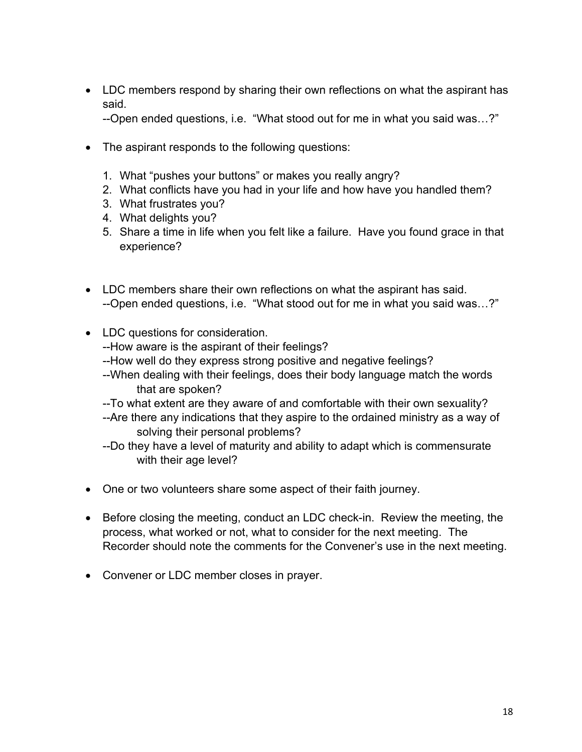- LDC members respond by sharing their own reflections on what the aspirant has said.
  --Open ended questions, i.e. "What stood out for me in what you said was…?"

- The aspirant responds to the following questions:

  1. What "pushes your buttons" or makes you really angry?
  2. What conflicts have you had in your life and how have you handled them?
  3. What frustrates you?
  4. What delights you?
  5. Share a time in life when you felt like a failure. Have you found grace in that experience?

- LDC members share their own reflections on what the aspirant has said.
  --Open ended questions, i.e. "What stood out for me in what you said was…?"

- LDC questions for consideration.
  --How aware is the aspirant of their feelings?
  --How well do they express strong positive and negative feelings?
  --When dealing with their feelings, does their body language match the words that are spoken?
  --To what extent are they aware of and comfortable with their own sexuality?
  --Are there any indications that they aspire to the ordained ministry as a way of solving their personal problems?
  --Do they have a level of maturity and ability to adapt which is commensurate with their age level?

- One or two volunteers share some aspect of their faith journey.

- Before closing the meeting, conduct an LDC check-in. Review the meeting, the process, what worked or not, what to consider for the next meeting. The Recorder should note the comments for the Convener's use in the next meeting.

- Convener or LDC member closes in prayer.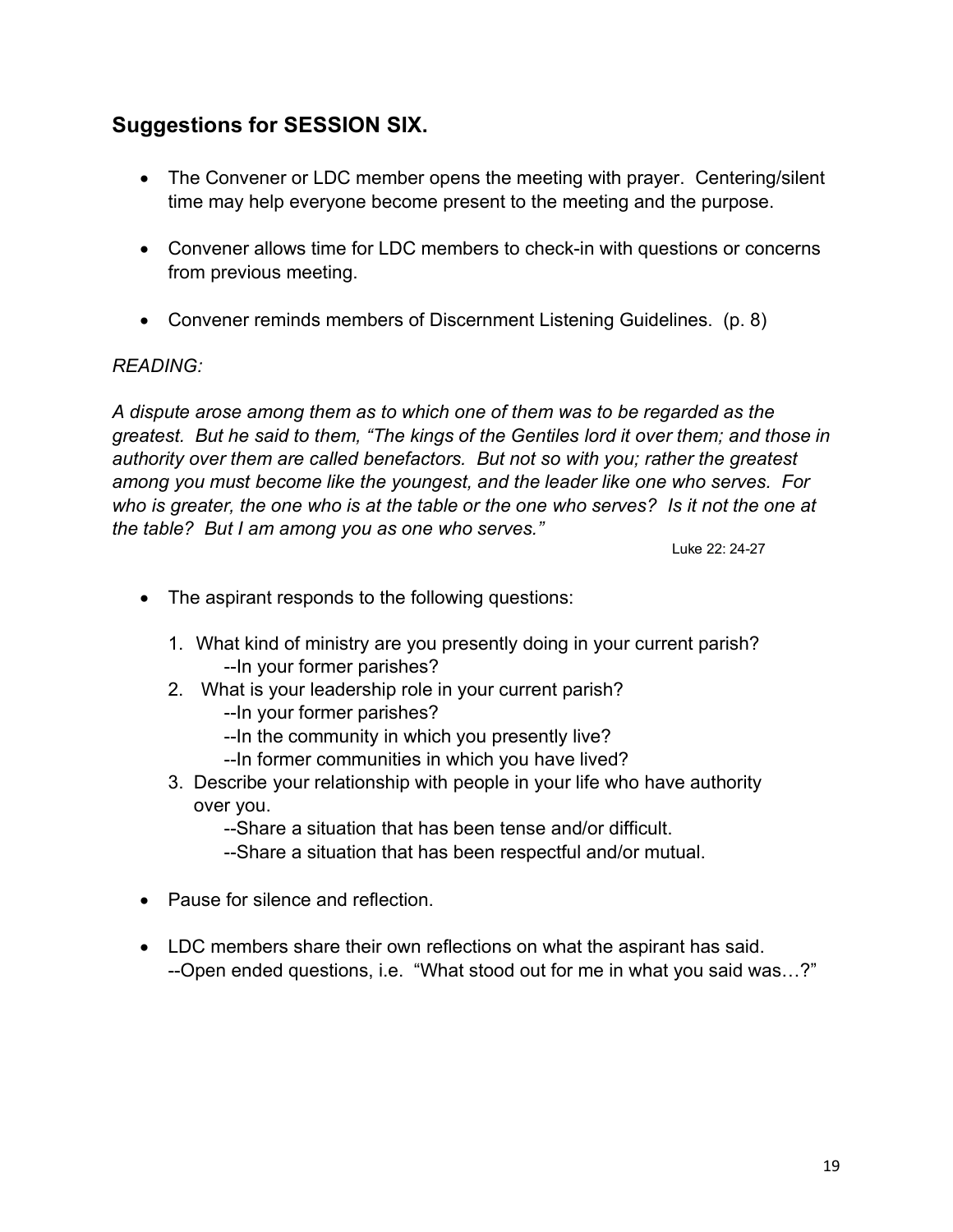## Suggestions for SESSION SIX.

- The Convener or LDC member opens the meeting with prayer. Centering/silent time may help everyone become present to the meeting and the purpose.
- Convener allows time for LDC members to check-in with questions or concerns from previous meeting.
- Convener reminds members of Discernment Listening Guidelines. (p. 8)

*READING:*

*A dispute arose among them as to which one of them was to be regarded as the greatest. But he said to them, "The kings of the Gentiles lord it over them; and those in authority over them are called benefactors. But not so with you; rather the greatest among you must become like the youngest, and the leader like one who serves. For who is greater, the one who is at the table or the one who serves? Is it not the one at the table? But I am among you as one who serves."*

Luke 22: 24-27

- The aspirant responds to the following questions:
  1. What kind of ministry are you presently doing in your current parish?
     --In your former parishes?
  2. What is your leadership role in your current parish?
     --In your former parishes?
     --In the community in which you presently live?
     --In former communities in which you have lived?
  3. Describe your relationship with people in your life who have authority over you.
     --Share a situation that has been tense and/or difficult.
     --Share a situation that has been respectful and/or mutual.
- Pause for silence and reflection.
- LDC members share their own reflections on what the aspirant has said.
  --Open ended questions, i.e. "What stood out for me in what you said was…?"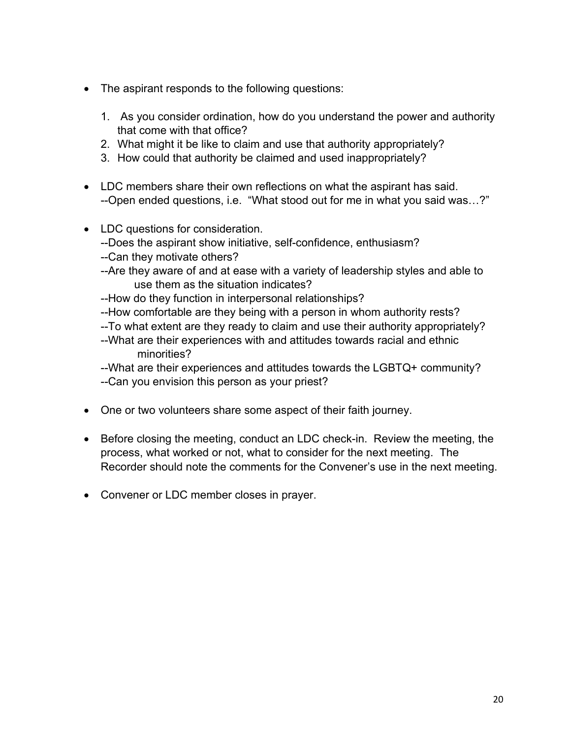- The aspirant responds to the following questions:

    1. As you consider ordination, how do you understand the power and authority that come with that office?
    2. What might it be like to claim and use that authority appropriately?
    3. How could that authority be claimed and used inappropriately?

- LDC members share their own reflections on what the aspirant has said.
  --Open ended questions, i.e. "What stood out for me in what you said was…?"

- LDC questions for consideration.
  --Does the aspirant show initiative, self-confidence, enthusiasm?
  --Can they motivate others?
  --Are they aware of and at ease with a variety of leadership styles and able to use them as the situation indicates?
  --How do they function in interpersonal relationships?
  --How comfortable are they being with a person in whom authority rests?
  --To what extent are they ready to claim and use their authority appropriately?
  --What are their experiences with and attitudes towards racial and ethnic minorities?
  --What are their experiences and attitudes towards the LGBTQ+ community?
  --Can you envision this person as your priest?

- One or two volunteers share some aspect of their faith journey.

- Before closing the meeting, conduct an LDC check-in. Review the meeting, the process, what worked or not, what to consider for the next meeting. The Recorder should note the comments for the Convener's use in the next meeting.

- Convener or LDC member closes in prayer.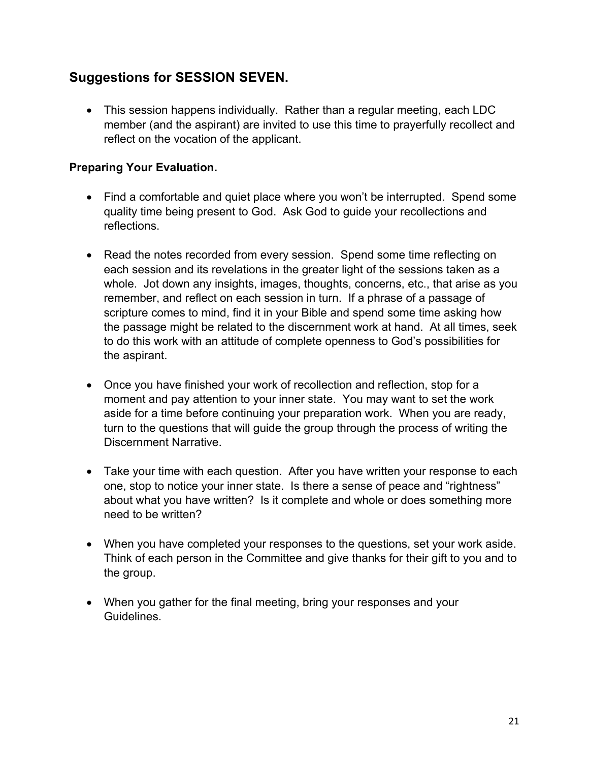## Suggestions for SESSION SEVEN.

- This session happens individually. Rather than a regular meeting, each LDC member (and the aspirant) are invited to use this time to prayerfully recollect and reflect on the vocation of the applicant.

### Preparing Your Evaluation.

- Find a comfortable and quiet place where you won't be interrupted. Spend some quality time being present to God. Ask God to guide your recollections and reflections.

- Read the notes recorded from every session. Spend some time reflecting on each session and its revelations in the greater light of the sessions taken as a whole. Jot down any insights, images, thoughts, concerns, etc., that arise as you remember, and reflect on each session in turn. If a phrase of a passage of scripture comes to mind, find it in your Bible and spend some time asking how the passage might be related to the discernment work at hand. At all times, seek to do this work with an attitude of complete openness to God's possibilities for the aspirant.

- Once you have finished your work of recollection and reflection, stop for a moment and pay attention to your inner state. You may want to set the work aside for a time before continuing your preparation work. When you are ready, turn to the questions that will guide the group through the process of writing the Discernment Narrative.

- Take your time with each question. After you have written your response to each one, stop to notice your inner state. Is there a sense of peace and "rightness" about what you have written? Is it complete and whole or does something more need to be written?

- When you have completed your responses to the questions, set your work aside. Think of each person in the Committee and give thanks for their gift to you and to the group.

- When you gather for the final meeting, bring your responses and your Guidelines.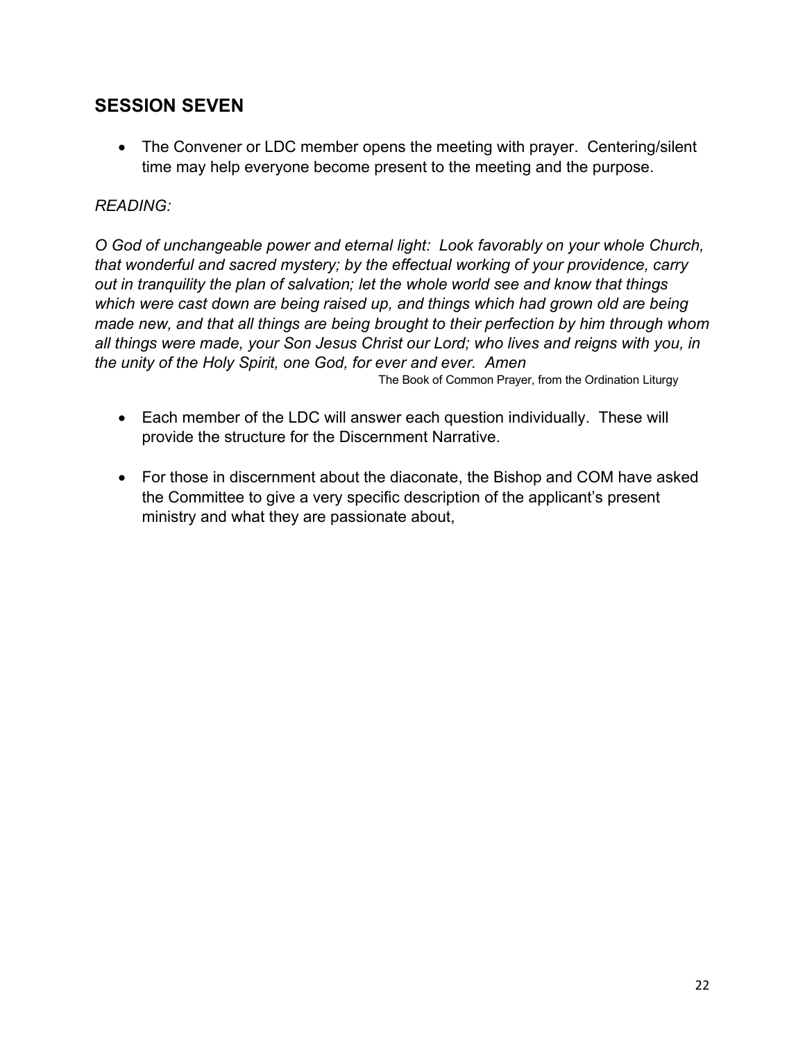## SESSION SEVEN

- The Convener or LDC member opens the meeting with prayer. Centering/silent time may help everyone become present to the meeting and the purpose.

*READING:*

*O God of unchangeable power and eternal light: Look favorably on your whole Church, that wonderful and sacred mystery; by the effectual working of your providence, carry out in tranquility the plan of salvation; let the whole world see and know that things which were cast down are being raised up, and things which had grown old are being made new, and that all things are being brought to their perfection by him through whom all things were made, your Son Jesus Christ our Lord; who lives and reigns with you, in the unity of the Holy Spirit, one God, for ever and ever. Amen*

The Book of Common Prayer, from the Ordination Liturgy

- Each member of the LDC will answer each question individually. These will provide the structure for the Discernment Narrative.

- For those in discernment about the diaconate, the Bishop and COM have asked the Committee to give a very specific description of the applicant's present ministry and what they are passionate about,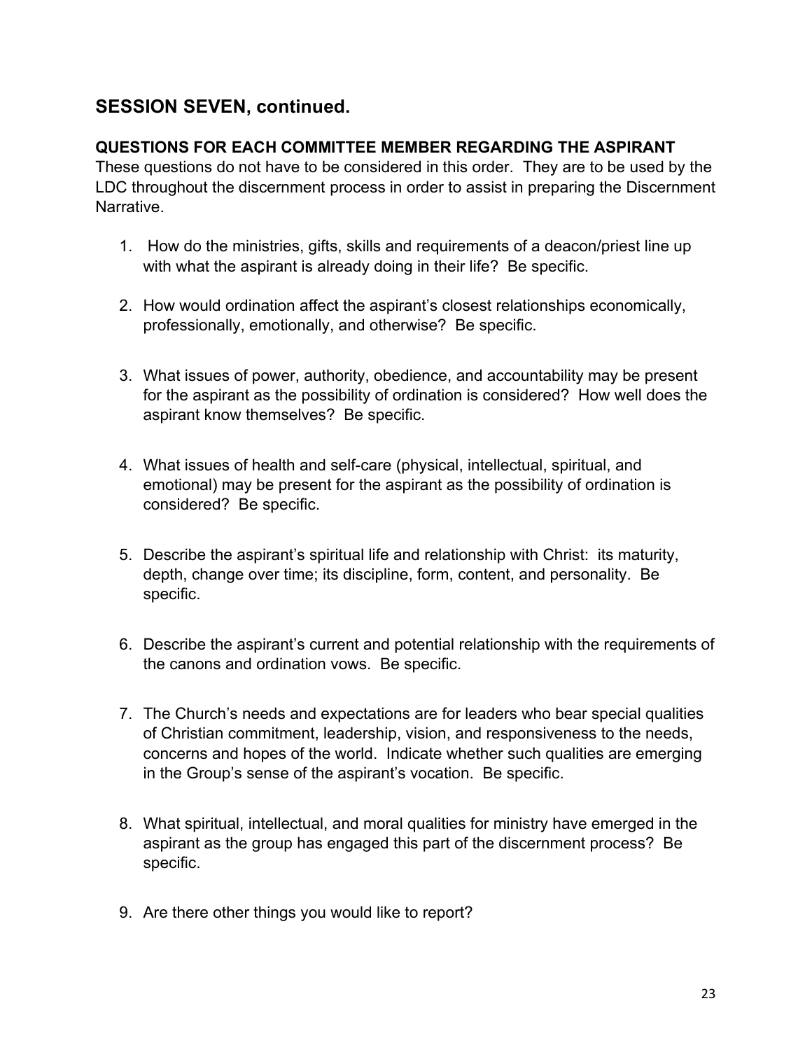## SESSION SEVEN, continued.

**QUESTIONS FOR EACH COMMITTEE MEMBER REGARDING THE ASPIRANT**
These questions do not have to be considered in this order. They are to be used by the LDC throughout the discernment process in order to assist in preparing the Discernment Narrative.

1. How do the ministries, gifts, skills and requirements of a deacon/priest line up with what the aspirant is already doing in their life? Be specific.

2. How would ordination affect the aspirant's closest relationships economically, professionally, emotionally, and otherwise? Be specific.

3. What issues of power, authority, obedience, and accountability may be present for the aspirant as the possibility of ordination is considered? How well does the aspirant know themselves? Be specific.

4. What issues of health and self-care (physical, intellectual, spiritual, and emotional) may be present for the aspirant as the possibility of ordination is considered? Be specific.

5. Describe the aspirant's spiritual life and relationship with Christ: its maturity, depth, change over time; its discipline, form, content, and personality. Be specific.

6. Describe the aspirant's current and potential relationship with the requirements of the canons and ordination vows. Be specific.

7. The Church's needs and expectations are for leaders who bear special qualities of Christian commitment, leadership, vision, and responsiveness to the needs, concerns and hopes of the world. Indicate whether such qualities are emerging in the Group's sense of the aspirant's vocation. Be specific.

8. What spiritual, intellectual, and moral qualities for ministry have emerged in the aspirant as the group has engaged this part of the discernment process? Be specific.

9. Are there other things you would like to report?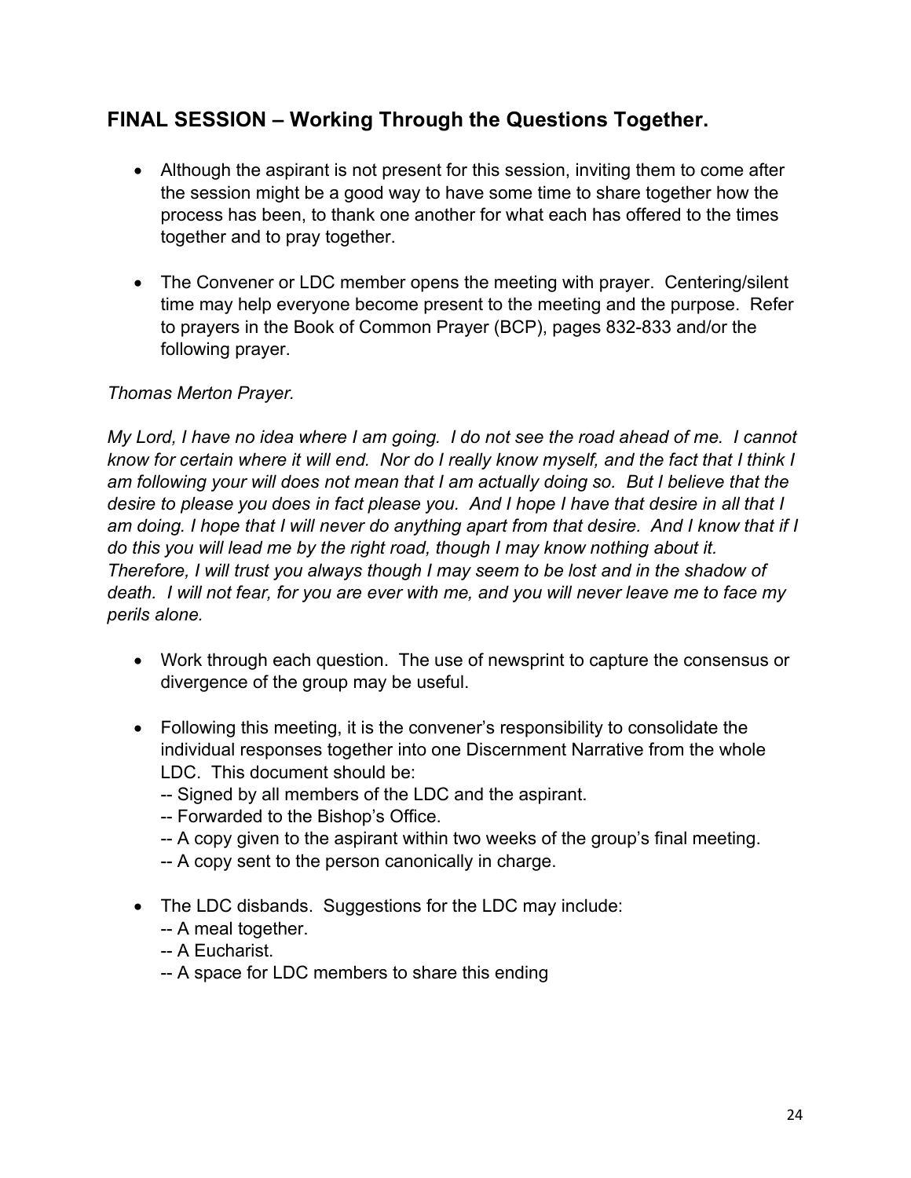## FINAL SESSION – Working Through the Questions Together.

- Although the aspirant is not present for this session, inviting them to come after the session might be a good way to have some time to share together how the process has been, to thank one another for what each has offered to the times together and to pray together.

- The Convener or LDC member opens the meeting with prayer. Centering/silent time may help everyone become present to the meeting and the purpose. Refer to prayers in the Book of Common Prayer (BCP), pages 832-833 and/or the following prayer.

*Thomas Merton Prayer.*

*My Lord, I have no idea where I am going. I do not see the road ahead of me. I cannot know for certain where it will end. Nor do I really know myself, and the fact that I think I am following your will does not mean that I am actually doing so. But I believe that the desire to please you does in fact please you. And I hope I have that desire in all that I am doing. I hope that I will never do anything apart from that desire. And I know that if I do this you will lead me by the right road, though I may know nothing about it. Therefore, I will trust you always though I may seem to be lost and in the shadow of death. I will not fear, for you are ever with me, and you will never leave me to face my perils alone.*

- Work through each question. The use of newsprint to capture the consensus or divergence of the group may be useful.

- Following this meeting, it is the convener's responsibility to consolidate the individual responses together into one Discernment Narrative from the whole LDC. This document should be:
  -- Signed by all members of the LDC and the aspirant.
  -- Forwarded to the Bishop's Office.
  -- A copy given to the aspirant within two weeks of the group's final meeting.
  -- A copy sent to the person canonically in charge.

- The LDC disbands. Suggestions for the LDC may include:
  -- A meal together.
  -- A Eucharist.
  -- A space for LDC members to share this ending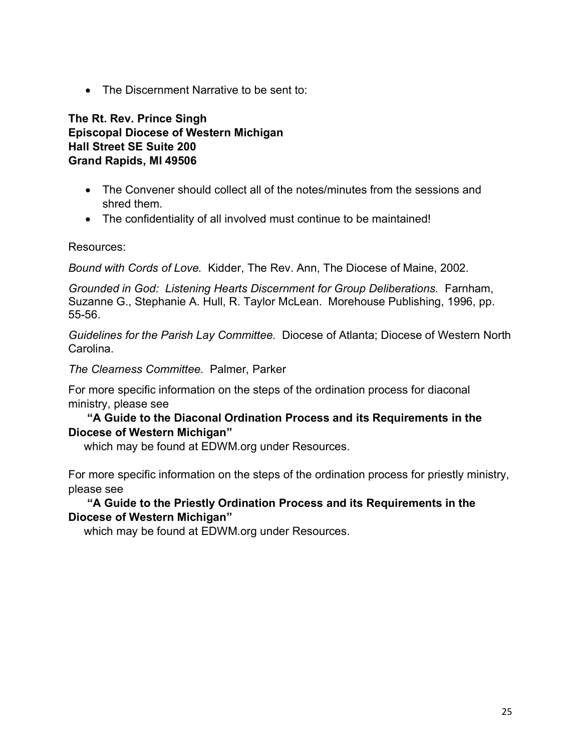- The Discernment Narrative to be sent to:

**The Rt. Rev. Prince Singh**
**Episcopal Diocese of Western Michigan**
**Hall Street SE Suite 200**
**Grand Rapids, MI 49506**

- The Convener should collect all of the notes/minutes from the sessions and shred them.
- The confidentiality of all involved must continue to be maintained!

Resources:

*Bound with Cords of Love.* Kidder, The Rev. Ann, The Diocese of Maine, 2002.

*Grounded in God: Listening Hearts Discernment for Group Deliberations.* Farnham, Suzanne G., Stephanie A. Hull, R. Taylor McLean. Morehouse Publishing, 1996, pp. 55-56.

*Guidelines for the Parish Lay Committee.* Diocese of Atlanta; Diocese of Western North Carolina.

*The Clearness Committee.* Palmer, Parker

For more specific information on the steps of the ordination process for diaconal ministry, please see

**"A Guide to the Diaconal Ordination Process and its Requirements in the Diocese of Western Michigan"**

which may be found at EDWM.org under Resources.

For more specific information on the steps of the ordination process for priestly ministry, please see

**"A Guide to the Priestly Ordination Process and its Requirements in the Diocese of Western Michigan"**

which may be found at EDWM.org under Resources.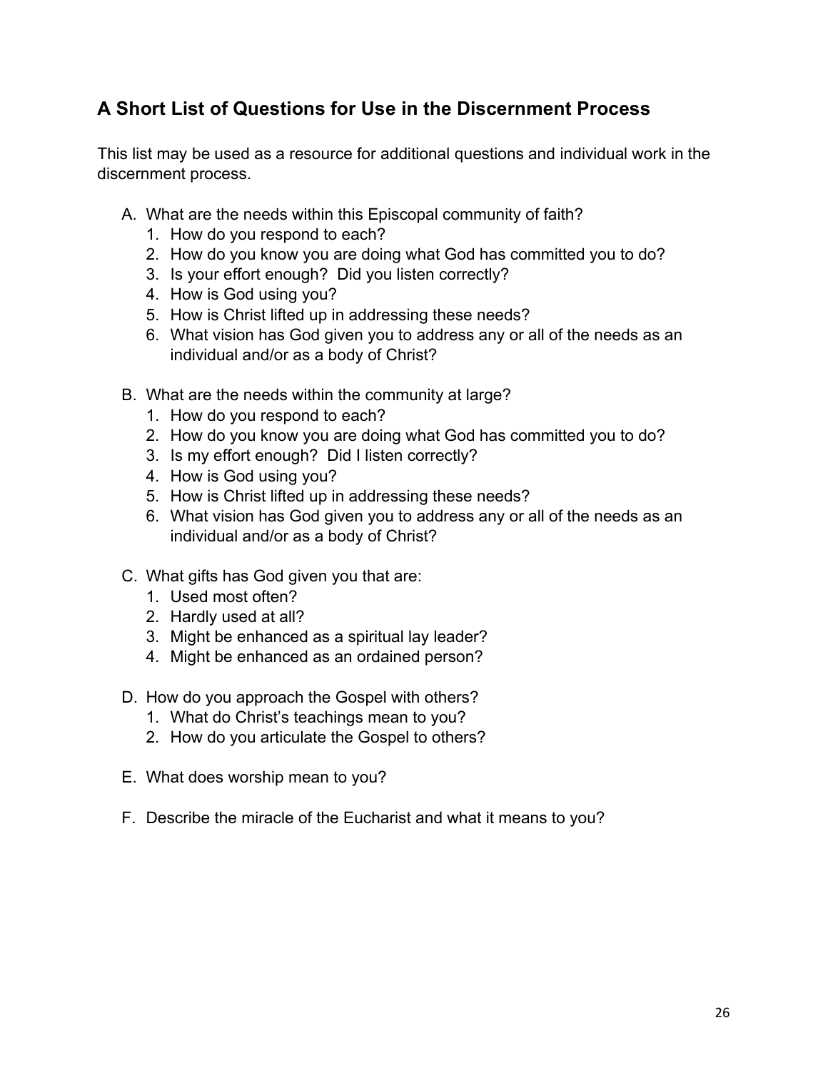## A Short List of Questions for Use in the Discernment Process

This list may be used as a resource for additional questions and individual work in the discernment process.

A. What are the needs within this Episcopal community of faith?
   1. How do you respond to each?
   2. How do you know you are doing what God has committed you to do?
   3. Is your effort enough? Did you listen correctly?
   4. How is God using you?
   5. How is Christ lifted up in addressing these needs?
   6. What vision has God given you to address any or all of the needs as an individual and/or as a body of Christ?

B. What are the needs within the community at large?
   1. How do you respond to each?
   2. How do you know you are doing what God has committed you to do?
   3. Is my effort enough? Did I listen correctly?
   4. How is God using you?
   5. How is Christ lifted up in addressing these needs?
   6. What vision has God given you to address any or all of the needs as an individual and/or as a body of Christ?

C. What gifts has God given you that are:
   1. Used most often?
   2. Hardly used at all?
   3. Might be enhanced as a spiritual lay leader?
   4. Might be enhanced as an ordained person?

D. How do you approach the Gospel with others?
   1. What do Christ's teachings mean to you?
   2. How do you articulate the Gospel to others?

E. What does worship mean to you?

F. Describe the miracle of the Eucharist and what it means to you?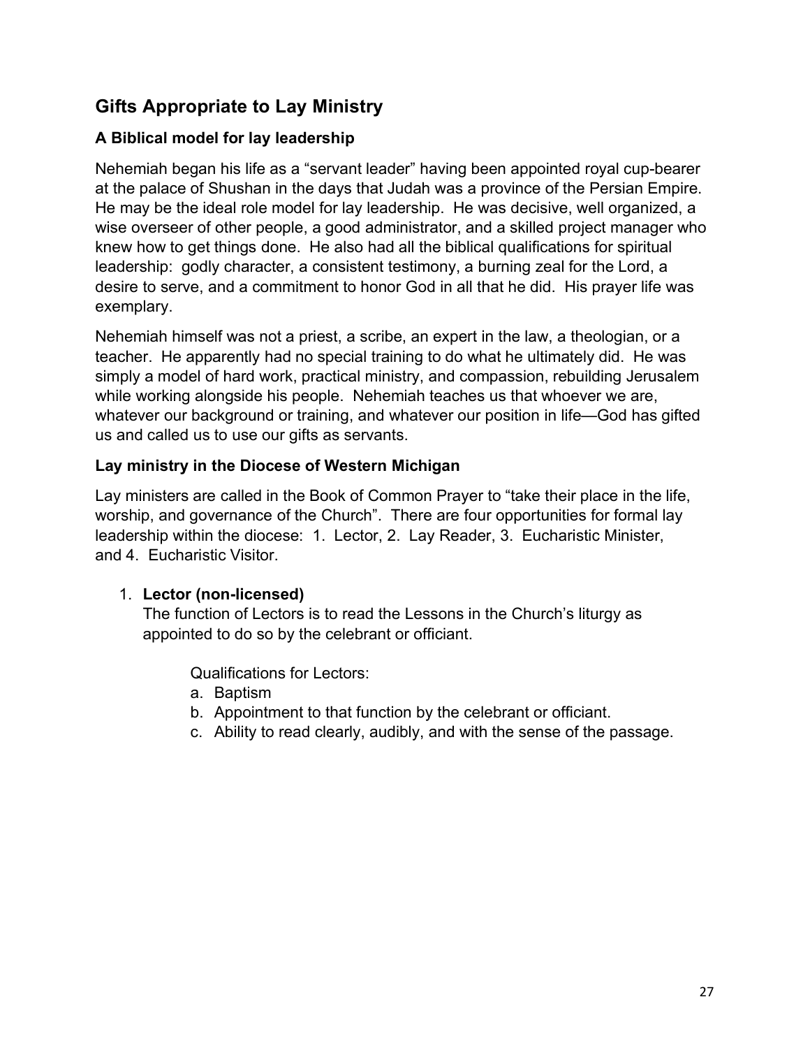## Gifts Appropriate to Lay Ministry

### A Biblical model for lay leadership

Nehemiah began his life as a "servant leader" having been appointed royal cup-bearer at the palace of Shushan in the days that Judah was a province of the Persian Empire. He may be the ideal role model for lay leadership. He was decisive, well organized, a wise overseer of other people, a good administrator, and a skilled project manager who knew how to get things done. He also had all the biblical qualifications for spiritual leadership: godly character, a consistent testimony, a burning zeal for the Lord, a desire to serve, and a commitment to honor God in all that he did. His prayer life was exemplary.

Nehemiah himself was not a priest, a scribe, an expert in the law, a theologian, or a teacher. He apparently had no special training to do what he ultimately did. He was simply a model of hard work, practical ministry, and compassion, rebuilding Jerusalem while working alongside his people. Nehemiah teaches us that whoever we are, whatever our background or training, and whatever our position in life—God has gifted us and called us to use our gifts as servants.

### Lay ministry in the Diocese of Western Michigan

Lay ministers are called in the Book of Common Prayer to "take their place in the life, worship, and governance of the Church". There are four opportunities for formal lay leadership within the diocese: 1. Lector, 2. Lay Reader, 3. Eucharistic Minister, and 4. Eucharistic Visitor.

1. **Lector (non-licensed)**
   The function of Lectors is to read the Lessons in the Church's liturgy as appointed to do so by the celebrant or officiant.

   Qualifications for Lectors:
   a. Baptism
   b. Appointment to that function by the celebrant or officiant.
   c. Ability to read clearly, audibly, and with the sense of the passage.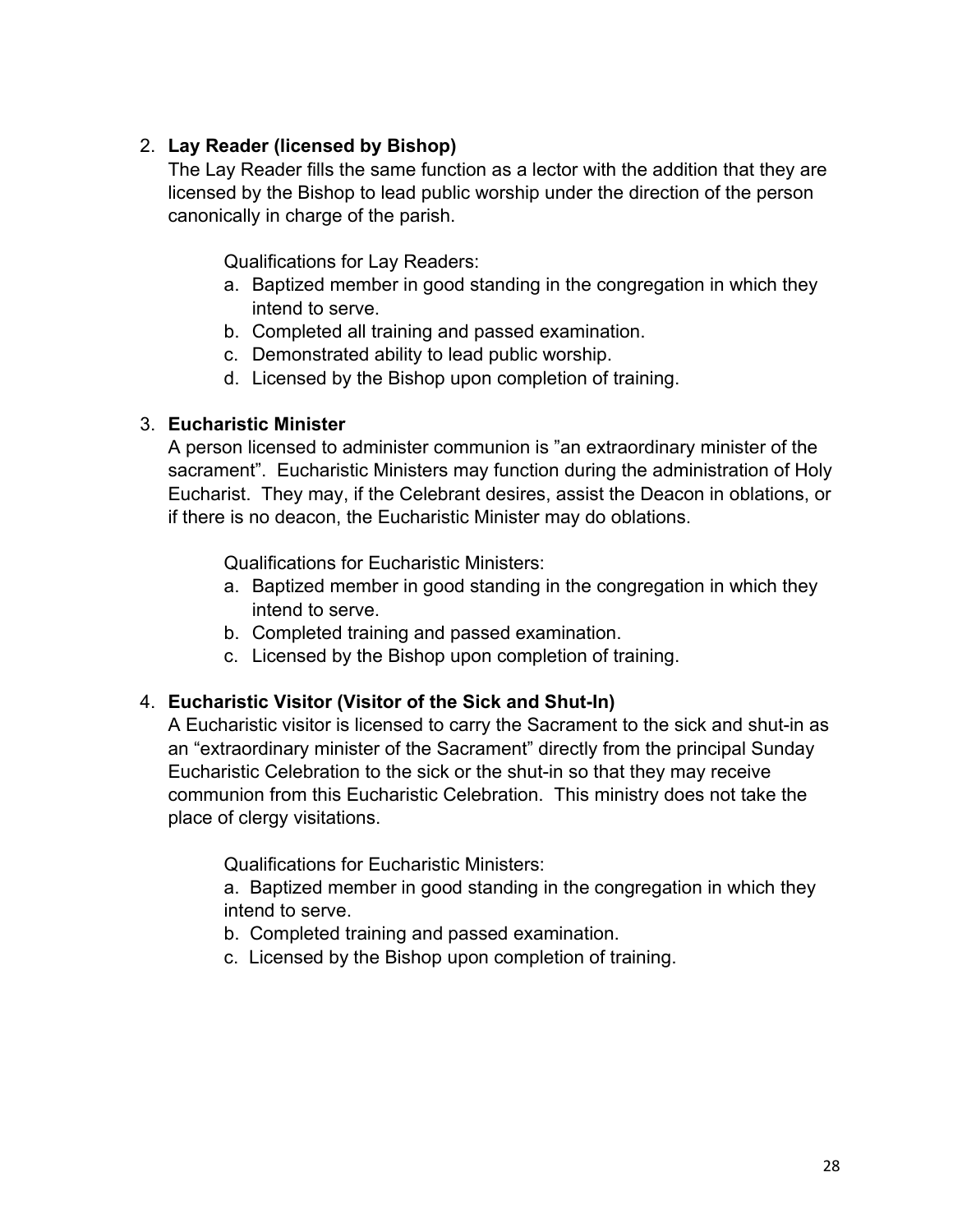2. **Lay Reader (licensed by Bishop)**

   The Lay Reader fills the same function as a lector with the addition that they are licensed by the Bishop to lead public worship under the direction of the person canonically in charge of the parish.

   Qualifications for Lay Readers:

   a. Baptized member in good standing in the congregation in which they intend to serve.
   b. Completed all training and passed examination.
   c. Demonstrated ability to lead public worship.
   d. Licensed by the Bishop upon completion of training.

3. **Eucharistic Minister**

   A person licensed to administer communion is "an extraordinary minister of the sacrament". Eucharistic Ministers may function during the administration of Holy Eucharist. They may, if the Celebrant desires, assist the Deacon in oblations, or if there is no deacon, the Eucharistic Minister may do oblations.

   Qualifications for Eucharistic Ministers:

   a. Baptized member in good standing in the congregation in which they intend to serve.
   b. Completed training and passed examination.
   c. Licensed by the Bishop upon completion of training.

4. **Eucharistic Visitor (Visitor of the Sick and Shut-In)**

   A Eucharistic visitor is licensed to carry the Sacrament to the sick and shut-in as an "extraordinary minister of the Sacrament" directly from the principal Sunday Eucharistic Celebration to the sick or the shut-in so that they may receive communion from this Eucharistic Celebration. This ministry does not take the place of clergy visitations.

   Qualifications for Eucharistic Ministers:

   a. Baptized member in good standing in the congregation in which they intend to serve.
   b. Completed training and passed examination.
   c. Licensed by the Bishop upon completion of training.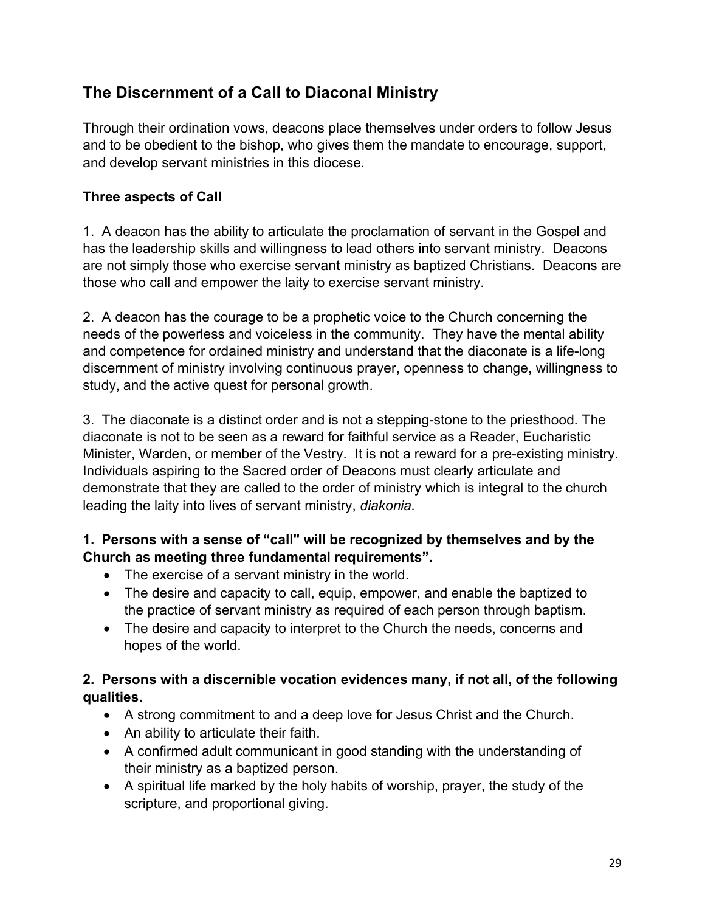## The Discernment of a Call to Diaconal Ministry

Through their ordination vows, deacons place themselves under orders to follow Jesus and to be obedient to the bishop, who gives them the mandate to encourage, support, and develop servant ministries in this diocese.

### Three aspects of Call

1. A deacon has the ability to articulate the proclamation of servant in the Gospel and has the leadership skills and willingness to lead others into servant ministry. Deacons are not simply those who exercise servant ministry as baptized Christians. Deacons are those who call and empower the laity to exercise servant ministry.

2. A deacon has the courage to be a prophetic voice to the Church concerning the needs of the powerless and voiceless in the community. They have the mental ability and competence for ordained ministry and understand that the diaconate is a life-long discernment of ministry involving continuous prayer, openness to change, willingness to study, and the active quest for personal growth.

3. The diaconate is a distinct order and is not a stepping-stone to the priesthood. The diaconate is not to be seen as a reward for faithful service as a Reader, Eucharistic Minister, Warden, or member of the Vestry. It is not a reward for a pre-existing ministry. Individuals aspiring to the Sacred order of Deacons must clearly articulate and demonstrate that they are called to the order of ministry which is integral to the church leading the laity into lives of servant ministry, *diakonia.*

**1. Persons with a sense of "call" will be recognized by themselves and by the Church as meeting three fundamental requirements".**

- The exercise of a servant ministry in the world.
- The desire and capacity to call, equip, empower, and enable the baptized to the practice of servant ministry as required of each person through baptism.
- The desire and capacity to interpret to the Church the needs, concerns and hopes of the world.

**2. Persons with a discernible vocation evidences many, if not all, of the following qualities.**

- A strong commitment to and a deep love for Jesus Christ and the Church.
- An ability to articulate their faith.
- A confirmed adult communicant in good standing with the understanding of their ministry as a baptized person.
- A spiritual life marked by the holy habits of worship, prayer, the study of the scripture, and proportional giving.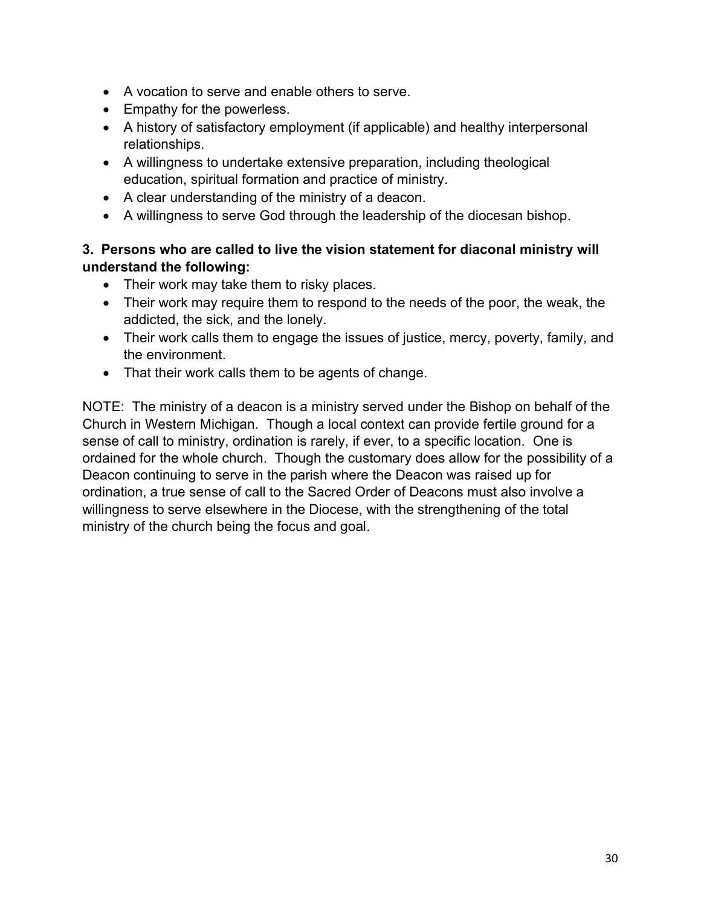- A vocation to serve and enable others to serve.
- Empathy for the powerless.
- A history of satisfactory employment (if applicable) and healthy interpersonal relationships.
- A willingness to undertake extensive preparation, including theological education, spiritual formation and practice of ministry.
- A clear understanding of the ministry of a deacon.
- A willingness to serve God through the leadership of the diocesan bishop.

**3. Persons who are called to live the vision statement for diaconal ministry will understand the following:**

- Their work may take them to risky places.
- Their work may require them to respond to the needs of the poor, the weak, the addicted, the sick, and the lonely.
- Their work calls them to engage the issues of justice, mercy, poverty, family, and the environment.
- That their work calls them to be agents of change.

NOTE: The ministry of a deacon is a ministry served under the Bishop on behalf of the Church in Western Michigan. Though a local context can provide fertile ground for a sense of call to ministry, ordination is rarely, if ever, to a specific location. One is ordained for the whole church. Though the customary does allow for the possibility of a Deacon continuing to serve in the parish where the Deacon was raised up for ordination, a true sense of call to the Sacred Order of Deacons must also involve a willingness to serve elsewhere in the Diocese, with the strengthening of the total ministry of the church being the focus and goal.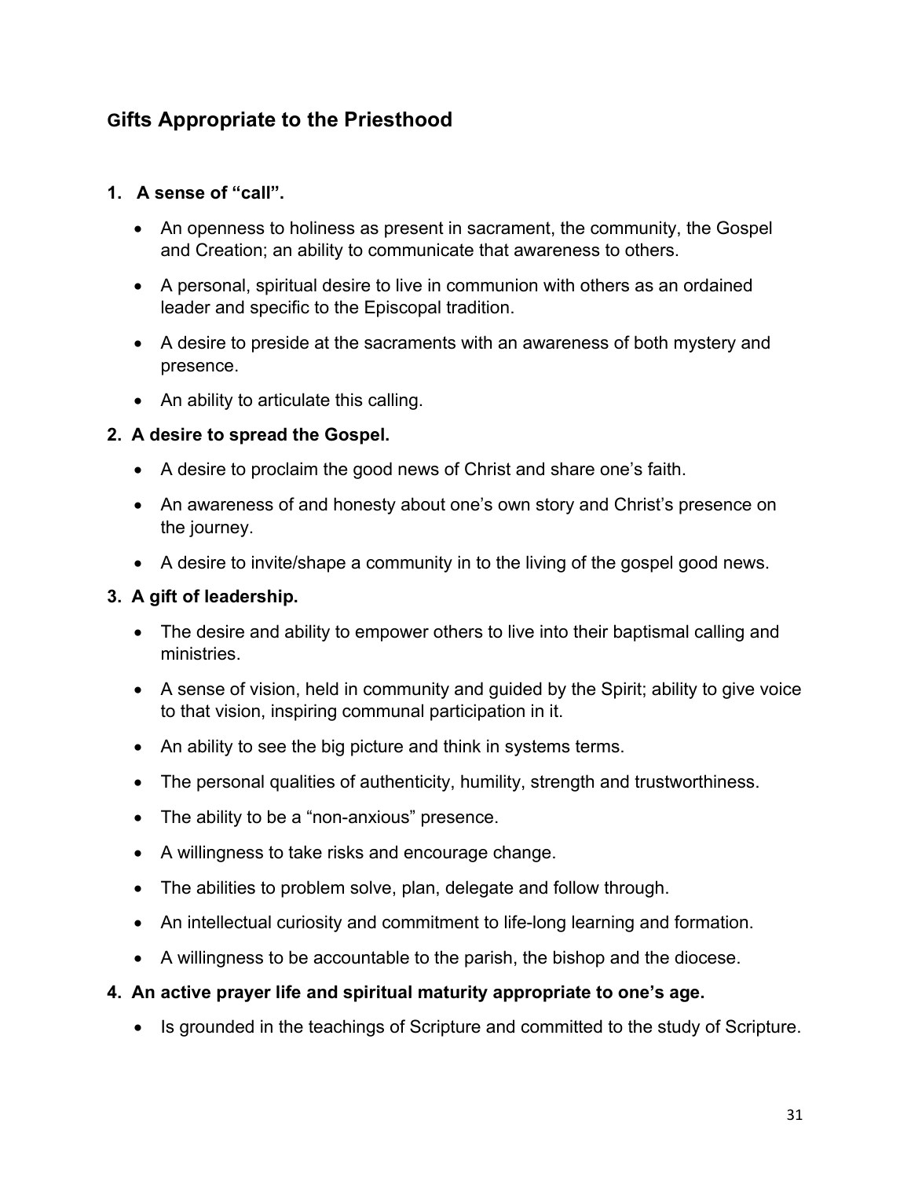## Gifts Appropriate to the Priesthood

**1. A sense of "call".**

- An openness to holiness as present in sacrament, the community, the Gospel and Creation; an ability to communicate that awareness to others.
- A personal, spiritual desire to live in communion with others as an ordained leader and specific to the Episcopal tradition.
- A desire to preside at the sacraments with an awareness of both mystery and presence.
- An ability to articulate this calling.

**2. A desire to spread the Gospel.**

- A desire to proclaim the good news of Christ and share one's faith.
- An awareness of and honesty about one's own story and Christ's presence on the journey.
- A desire to invite/shape a community in to the living of the gospel good news.

**3. A gift of leadership.**

- The desire and ability to empower others to live into their baptismal calling and ministries.
- A sense of vision, held in community and guided by the Spirit; ability to give voice to that vision, inspiring communal participation in it.
- An ability to see the big picture and think in systems terms.
- The personal qualities of authenticity, humility, strength and trustworthiness.
- The ability to be a "non-anxious" presence.
- A willingness to take risks and encourage change.
- The abilities to problem solve, plan, delegate and follow through.
- An intellectual curiosity and commitment to life-long learning and formation.
- A willingness to be accountable to the parish, the bishop and the diocese.

**4. An active prayer life and spiritual maturity appropriate to one's age.**

- Is grounded in the teachings of Scripture and committed to the study of Scripture.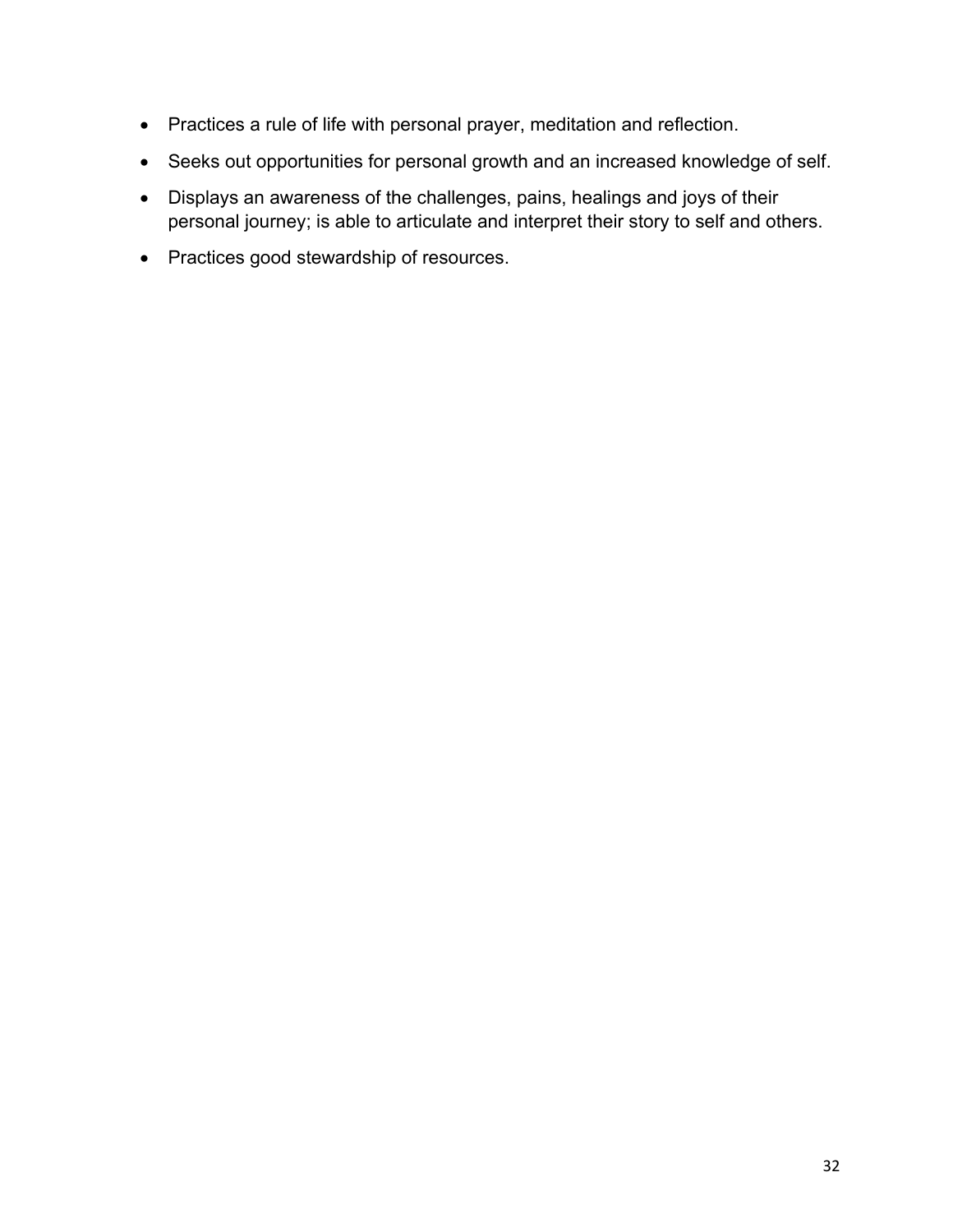- Practices a rule of life with personal prayer, meditation and reflection.
- Seeks out opportunities for personal growth and an increased knowledge of self.
- Displays an awareness of the challenges, pains, healings and joys of their personal journey; is able to articulate and interpret their story to self and others.
- Practices good stewardship of resources.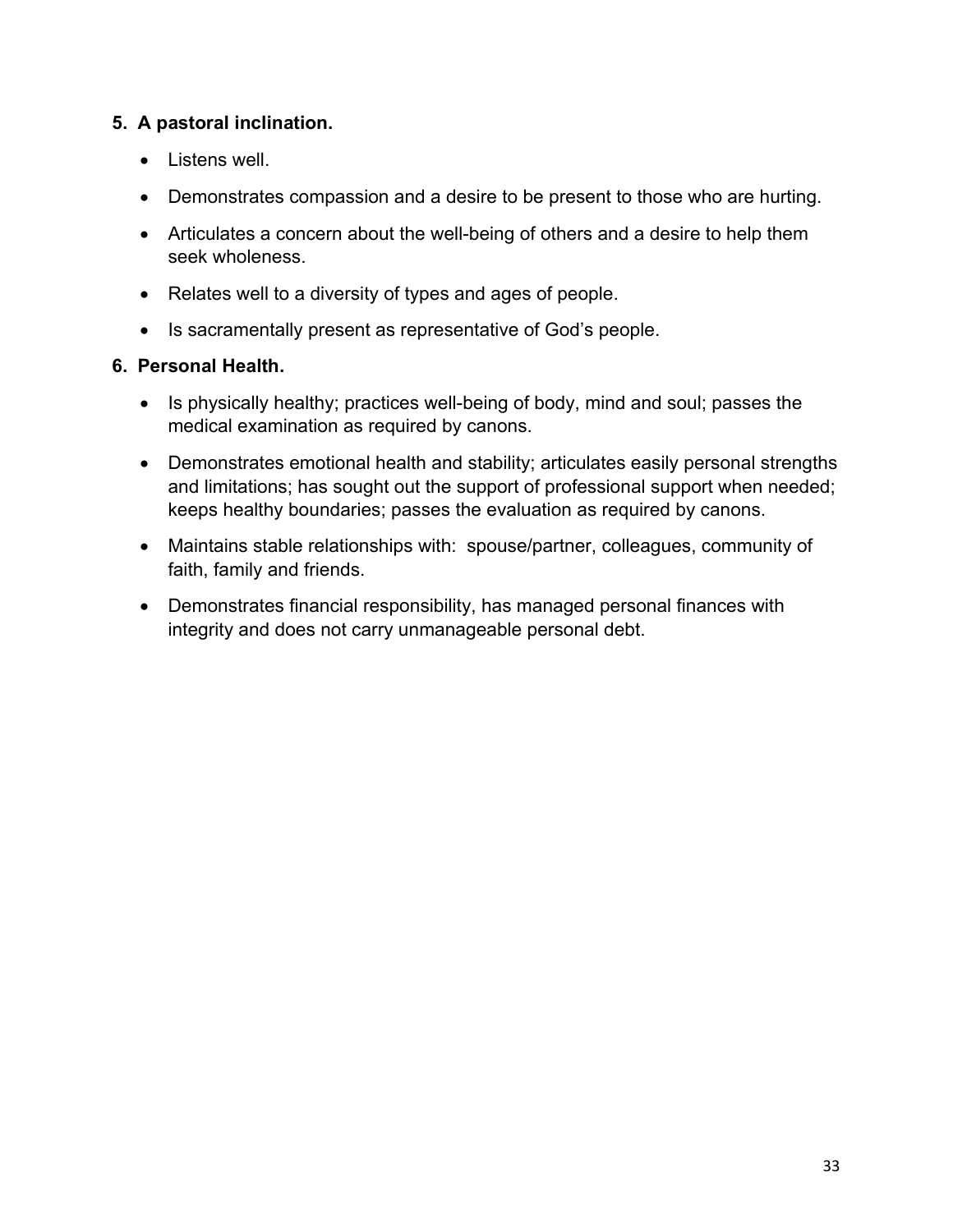5. **A pastoral inclination.**
    - Listens well.
    - Demonstrates compassion and a desire to be present to those who are hurting.
    - Articulates a concern about the well-being of others and a desire to help them seek wholeness.
    - Relates well to a diversity of types and ages of people.
    - Is sacramentally present as representative of God's people.

6. **Personal Health.**
    - Is physically healthy; practices well-being of body, mind and soul; passes the medical examination as required by canons.
    - Demonstrates emotional health and stability; articulates easily personal strengths and limitations; has sought out the support of professional support when needed; keeps healthy boundaries; passes the evaluation as required by canons.
    - Maintains stable relationships with: spouse/partner, colleagues, community of faith, family and friends.
    - Demonstrates financial responsibility, has managed personal finances with integrity and does not carry unmanageable personal debt.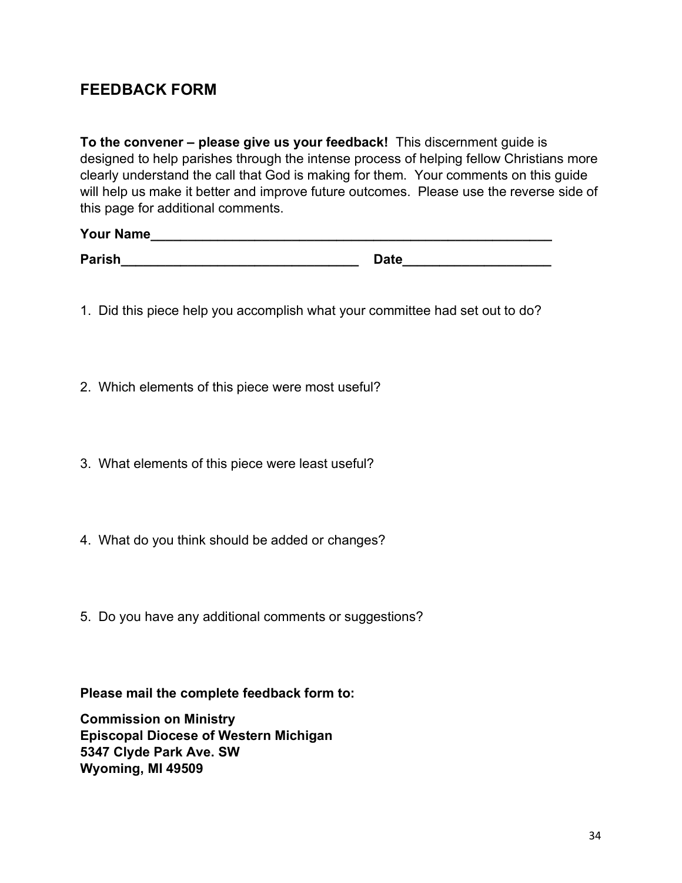## FEEDBACK FORM

**To the convener – please give us your feedback!** This discernment guide is designed to help parishes through the intense process of helping fellow Christians more clearly understand the call that God is making for them. Your comments on this guide will help us make it better and improve future outcomes. Please use the reverse side of this page for additional comments.

**Your Name**_______________________________________________________

**Parish**________________________________ **Date**___________________

1. Did this piece help you accomplish what your committee had set out to do?

2. Which elements of this piece were most useful?

3. What elements of this piece were least useful?

4. What do you think should be added or changes?

5. Do you have any additional comments or suggestions?

**Please mail the complete feedback form to:**

**Commission on Ministry**  
**Episcopal Diocese of Western Michigan**  
**5347 Clyde Park Ave. SW**  
**Wyoming, MI 49509**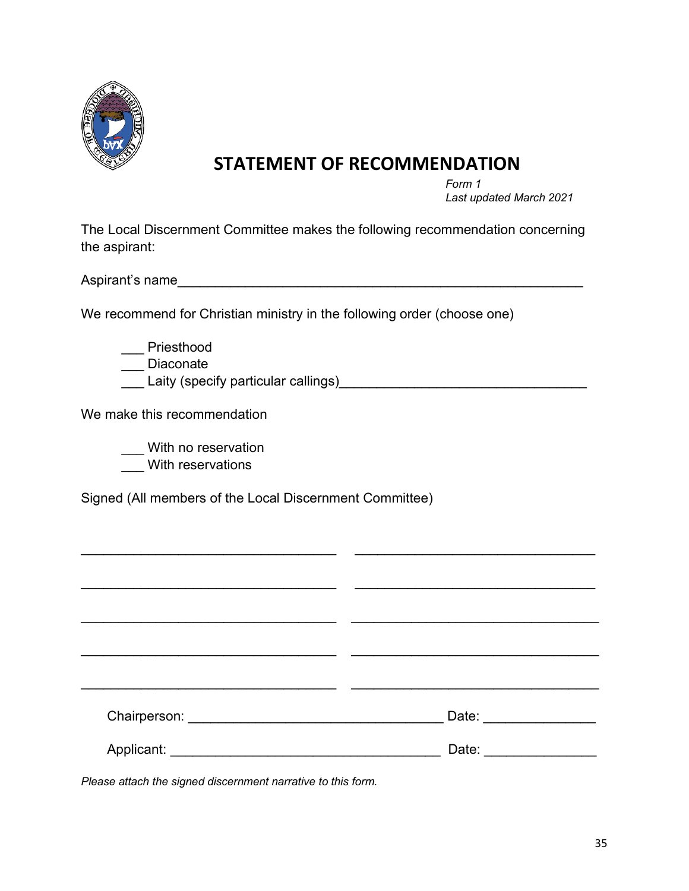# STATEMENT OF RECOMMENDATION

*Form 1*
*Last updated March 2021*

The Local Discernment Committee makes the following recommendation concerning the aspirant:

Aspirant's name________________________________________________________

We recommend for Christian ministry in the following order (choose one)

___ Priesthood
___ Diaconate
___ Laity (specify particular callings)________________________________

We make this recommendation

___ With no reservation
___ With reservations

Signed (All members of the Local Discernment Committee)

___________________________________ ___________________________________

___________________________________ ___________________________________

___________________________________ ___________________________________

___________________________________ ___________________________________

___________________________________ ___________________________________

Chairperson: ___________________________________ Date: _______________

Applicant: ____________________________________ Date: _______________

*Please attach the signed discernment narrative to this form.*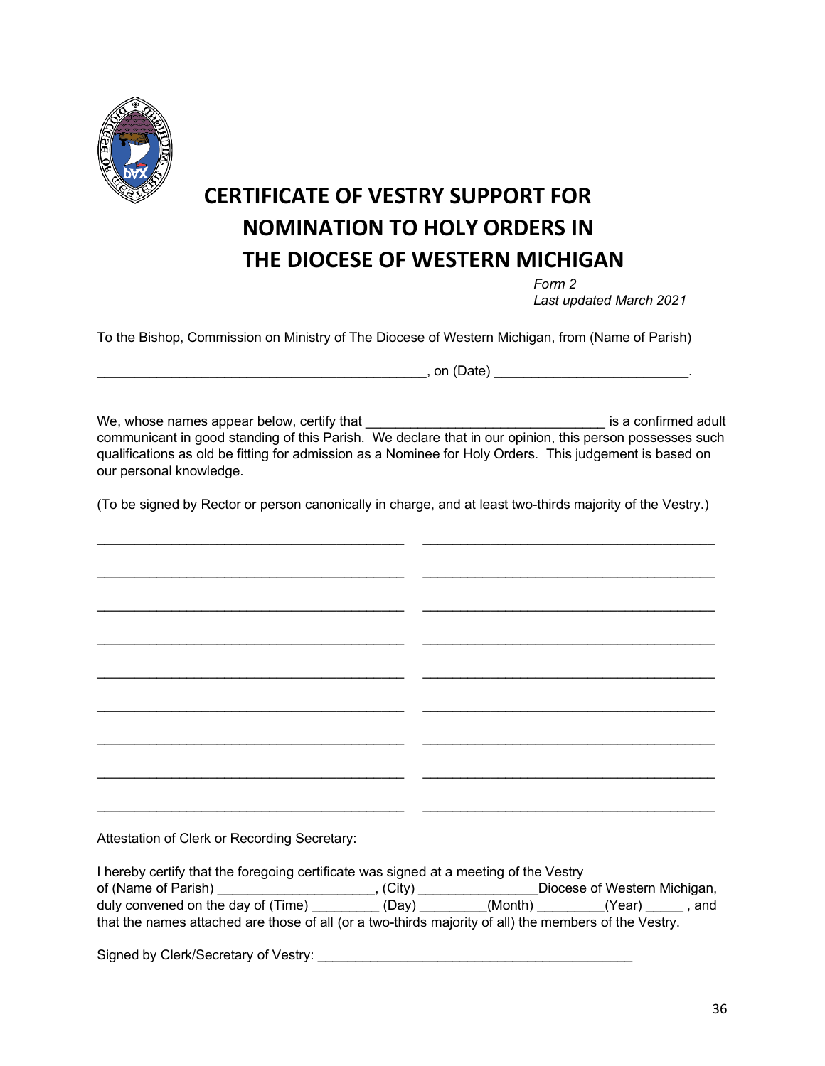# CERTIFICATE OF VESTRY SUPPORT FOR NOMINATION TO HOLY ORDERS IN THE DIOCESE OF WESTERN MICHIGAN

*Form 2*
*Last updated March 2021*

To the Bishop, Commission on Ministry of The Diocese of Western Michigan, from (Name of Parish)

_____________________________________________, on (Date) _________________________.

We, whose names appear below, certify that _______________________________ is a confirmed adult communicant in good standing of this Parish. We declare that in our opinion, this person possesses such qualifications as old be fitting for admission as a Nominee for Holy Orders. This judgement is based on our personal knowledge.

(To be signed by Rector or person canonically in charge, and at least two-thirds majority of the Vestry.)

_______________________________________ _______________________________________

_______________________________________ _______________________________________

_______________________________________ _______________________________________

_______________________________________ _______________________________________

_______________________________________ _______________________________________

_______________________________________ _______________________________________

_______________________________________ _______________________________________

_______________________________________ _______________________________________

_______________________________________ _______________________________________

Attestation of Clerk or Recording Secretary:

I hereby certify that the foregoing certificate was signed at a meeting of the Vestry of (Name of Parish) _____________________, (City) ________________Diocese of Western Michigan, duly convened on the day of (Time) _________ (Day) _________(Month) _________(Year) _____ , and that the names attached are those of all (or a two-thirds majority of all) the members of the Vestry.

Signed by Clerk/Secretary of Vestry: __________________________________________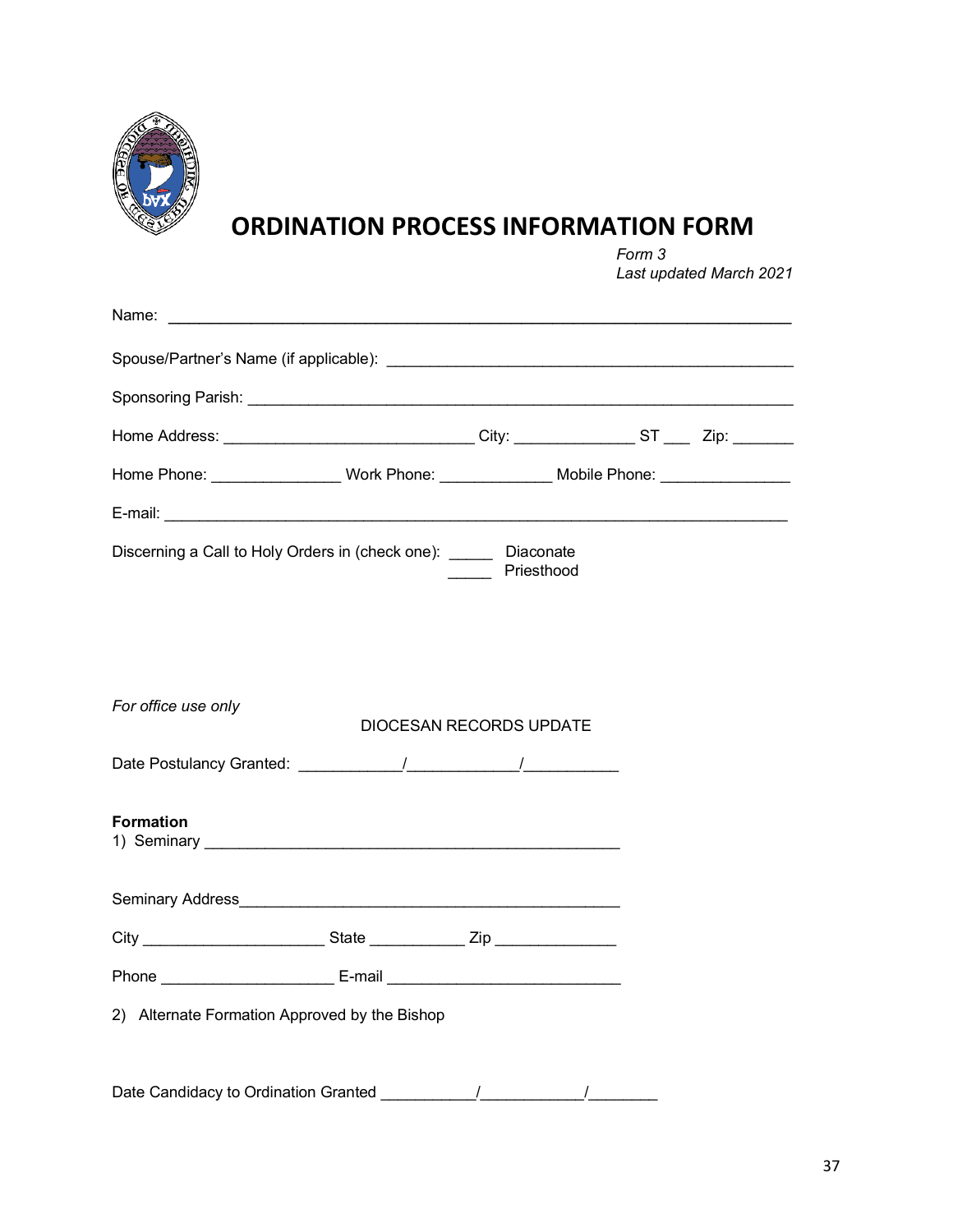# ORDINATION PROCESS INFORMATION FORM

*Form 3*
*Last updated March 2021*

Name: ______________________________________________________________________

Spouse/Partner's Name (if applicable): _____________________________________________

Sponsoring Parish: _________________________________________________________

Home Address: ____________________________ City: _____________ ST ___ Zip: _______

Home Phone: _______________ Work Phone: _____________ Mobile Phone: _______________

E-mail: __________________________________________________________________________

Discerning a Call to Holy Orders in (check one): _____ Diaconate
_____ Priesthood

*For office use only*

DIOCESAN RECORDS UPDATE

Date Postulancy Granted: ___________/____________/___________

**Formation**
1) Seminary _______________________________________________

Seminary Address___________________________________________

City ____________________ State ___________ Zip ______________

Phone ___________________ E-mail ___________________________

2) Alternate Formation Approved by the Bishop

Date Candidacy to Ordination Granted ___________/____________/________